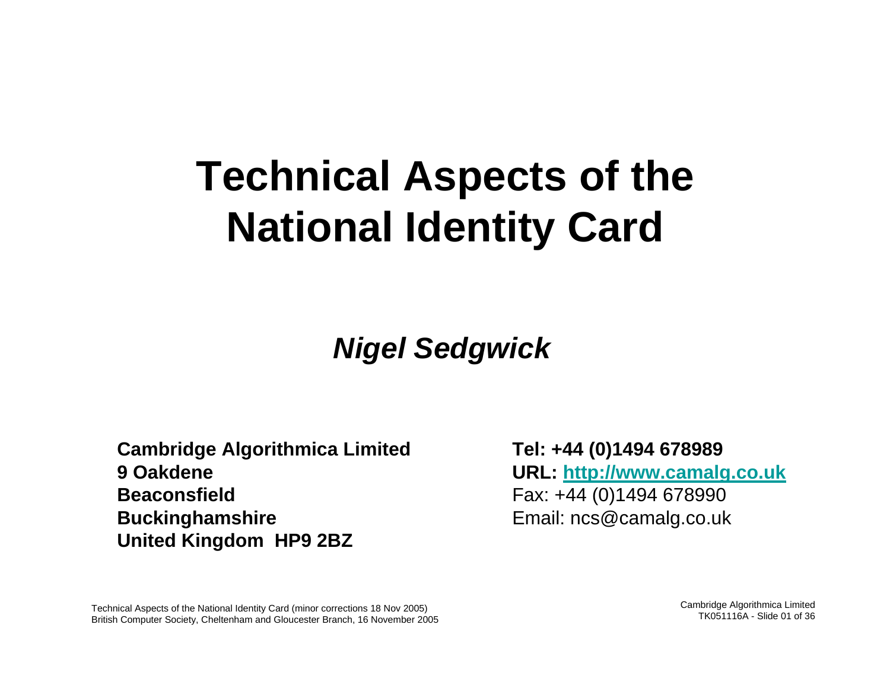# Technical Aspects of the National Identity Card

***Nigel Sedgwick***

**Cambridge Algorithmica Limited**
**9 Oakdene**
**Beaconsfield**
**Buckinghamshire**
**United Kingdom HP9 2BZ**

**Tel: +44 (0)1494 678989**
**URL: http://www.camalg.co.uk**
Fax: +44 (0)1494 678990
Email: ncs@camalg.co.uk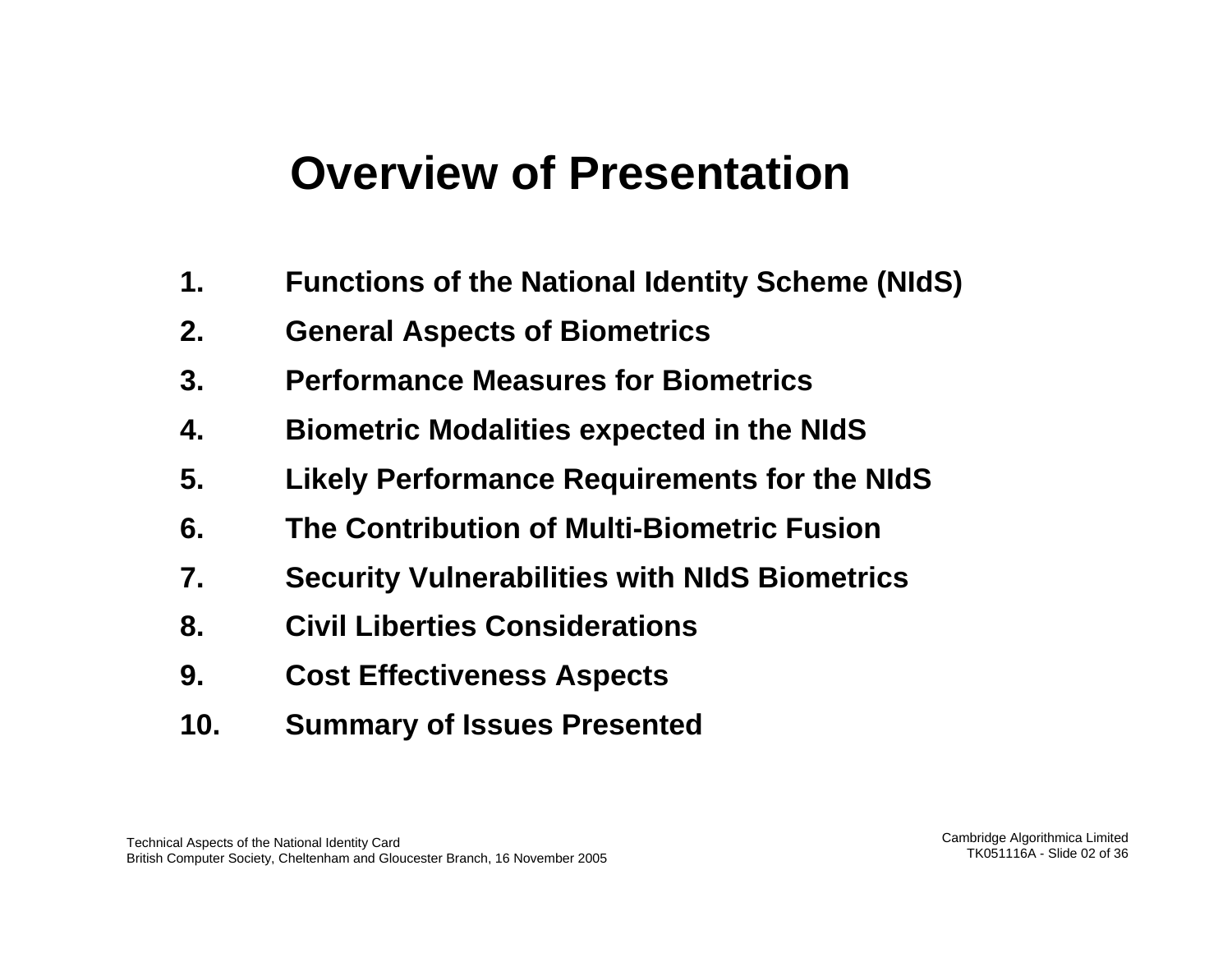# Overview of Presentation

1. **Functions of the National Identity Scheme (NIdS)**
2. **General Aspects of Biometrics**
3. **Performance Measures for Biometrics**
4. **Biometric Modalities expected in the NIdS**
5. **Likely Performance Requirements for the NIdS**
6. **The Contribution of Multi-Biometric Fusion**
7. **Security Vulnerabilities with NIdS Biometrics**
8. **Civil Liberties Considerations**
9. **Cost Effectiveness Aspects**
10. **Summary of Issues Presented**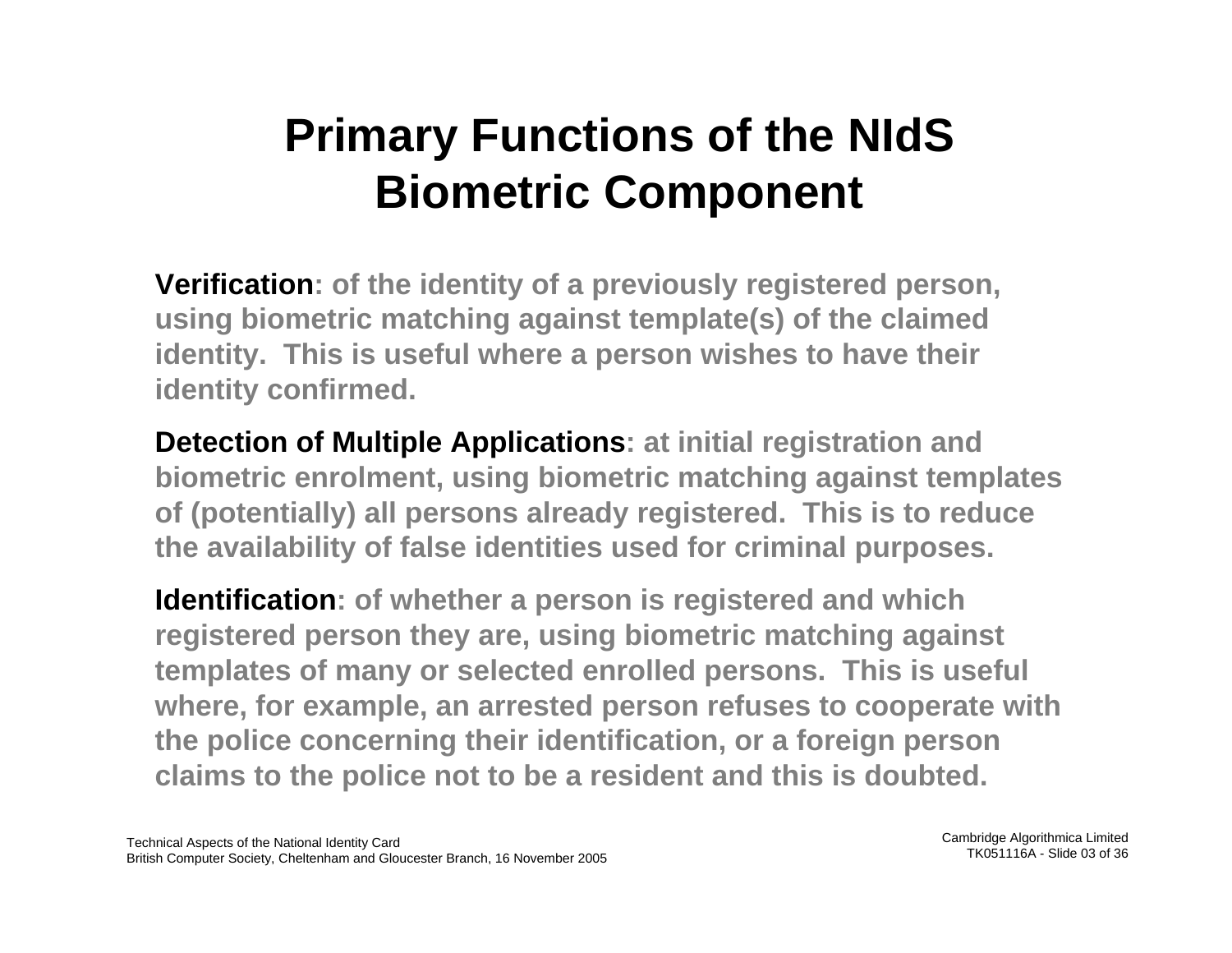# Primary Functions of the NIdS Biometric Component

**Verification**: of the identity of a previously registered person, using biometric matching against template(s) of the claimed identity. This is useful where a person wishes to have their identity confirmed.

**Detection of Multiple Applications**: at initial registration and biometric enrolment, using biometric matching against templates of (potentially) all persons already registered. This is to reduce the availability of false identities used for criminal purposes.

**Identification**: of whether a person is registered and which registered person they are, using biometric matching against templates of many or selected enrolled persons. This is useful where, for example, an arrested person refuses to cooperate with the police concerning their identification, or a foreign person claims to the police not to be a resident and this is doubted.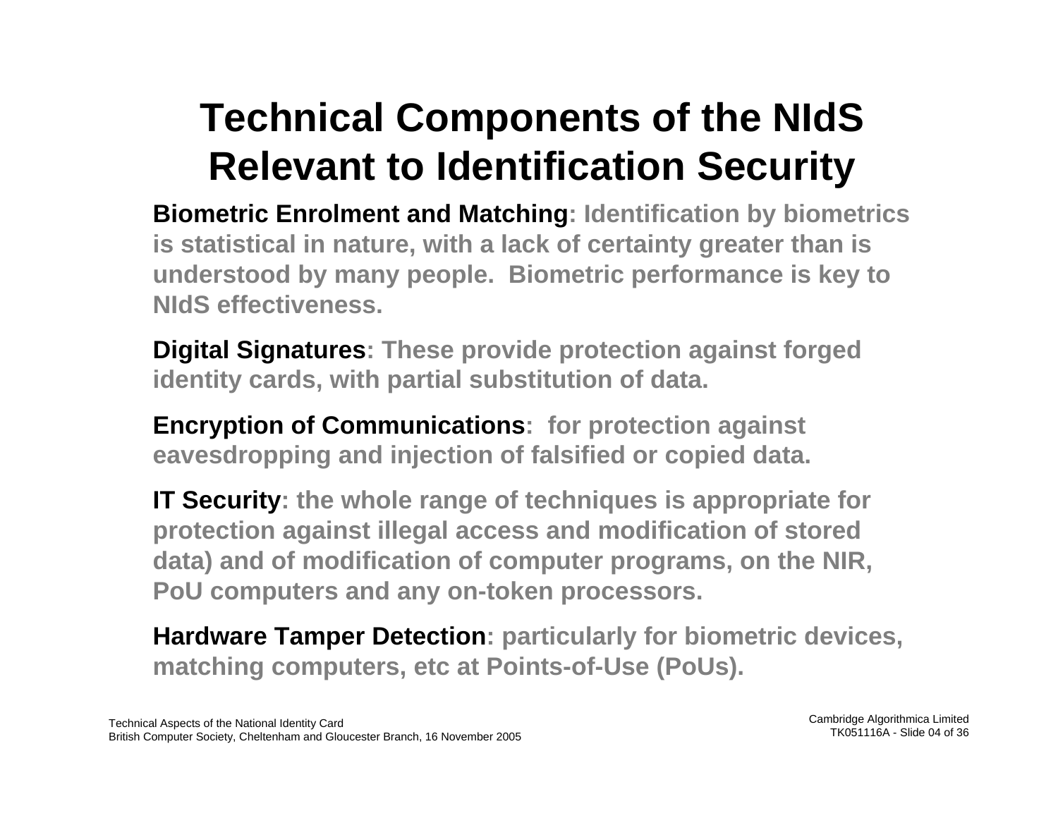# Technical Components of the NIdS Relevant to Identification Security

**Biometric Enrolment and Matching**: Identification by biometrics is statistical in nature, with a lack of certainty greater than is understood by many people. Biometric performance is key to NIdS effectiveness.

**Digital Signatures**: These provide protection against forged identity cards, with partial substitution of data.

**Encryption of Communications**: for protection against eavesdropping and injection of falsified or copied data.

**IT Security**: the whole range of techniques is appropriate for protection against illegal access and modification of stored data) and of modification of computer programs, on the NIR, PoU computers and any on-token processors.

**Hardware Tamper Detection**: particularly for biometric devices, matching computers, etc at Points-of-Use (PoUs).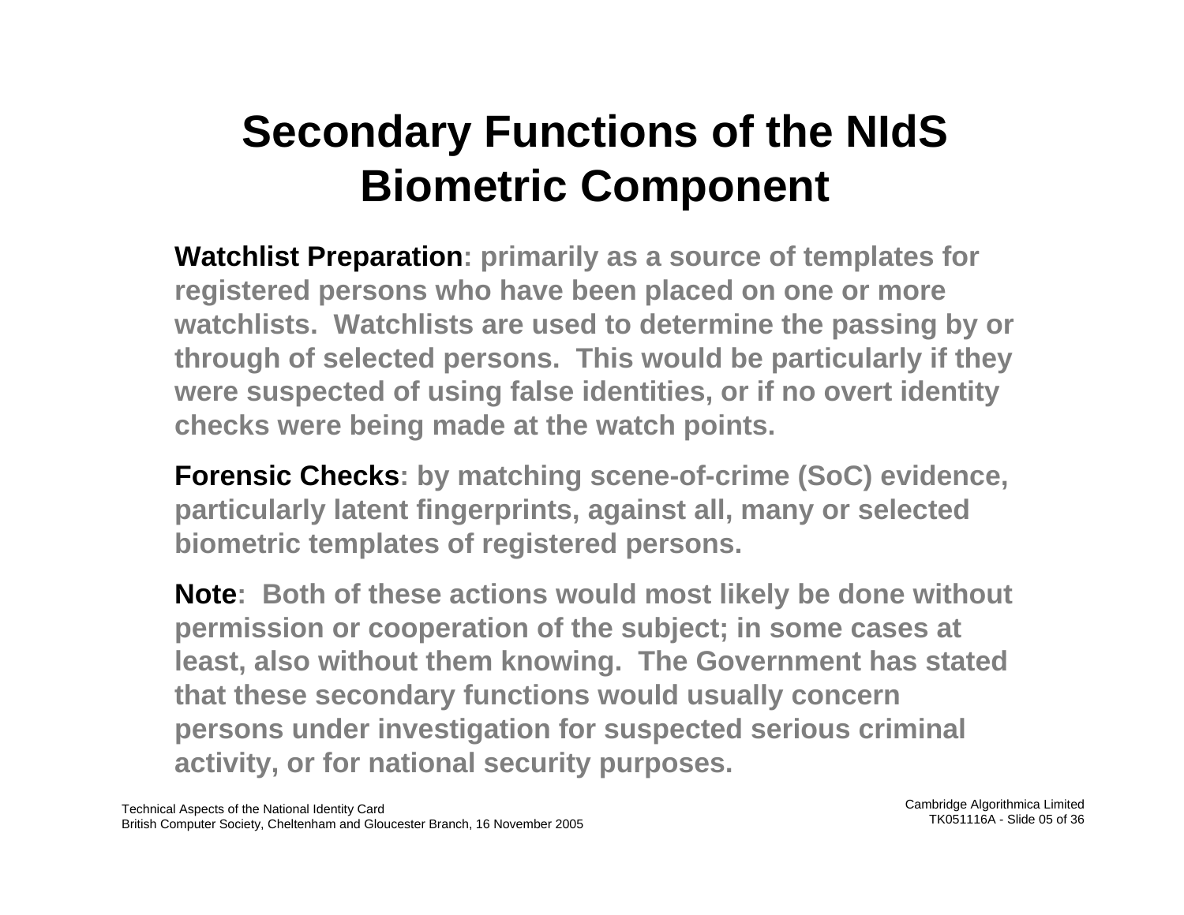# Secondary Functions of the NIdS Biometric Component

**Watchlist Preparation**: primarily as a source of templates for registered persons who have been placed on one or more watchlists. Watchlists are used to determine the passing by or through of selected persons. This would be particularly if they were suspected of using false identities, or if no overt identity checks were being made at the watch points.

**Forensic Checks**: by matching scene-of-crime (SoC) evidence, particularly latent fingerprints, against all, many or selected biometric templates of registered persons.

**Note**: Both of these actions would most likely be done without permission or cooperation of the subject; in some cases at least, also without them knowing. The Government has stated that these secondary functions would usually concern persons under investigation for suspected serious criminal activity, or for national security purposes.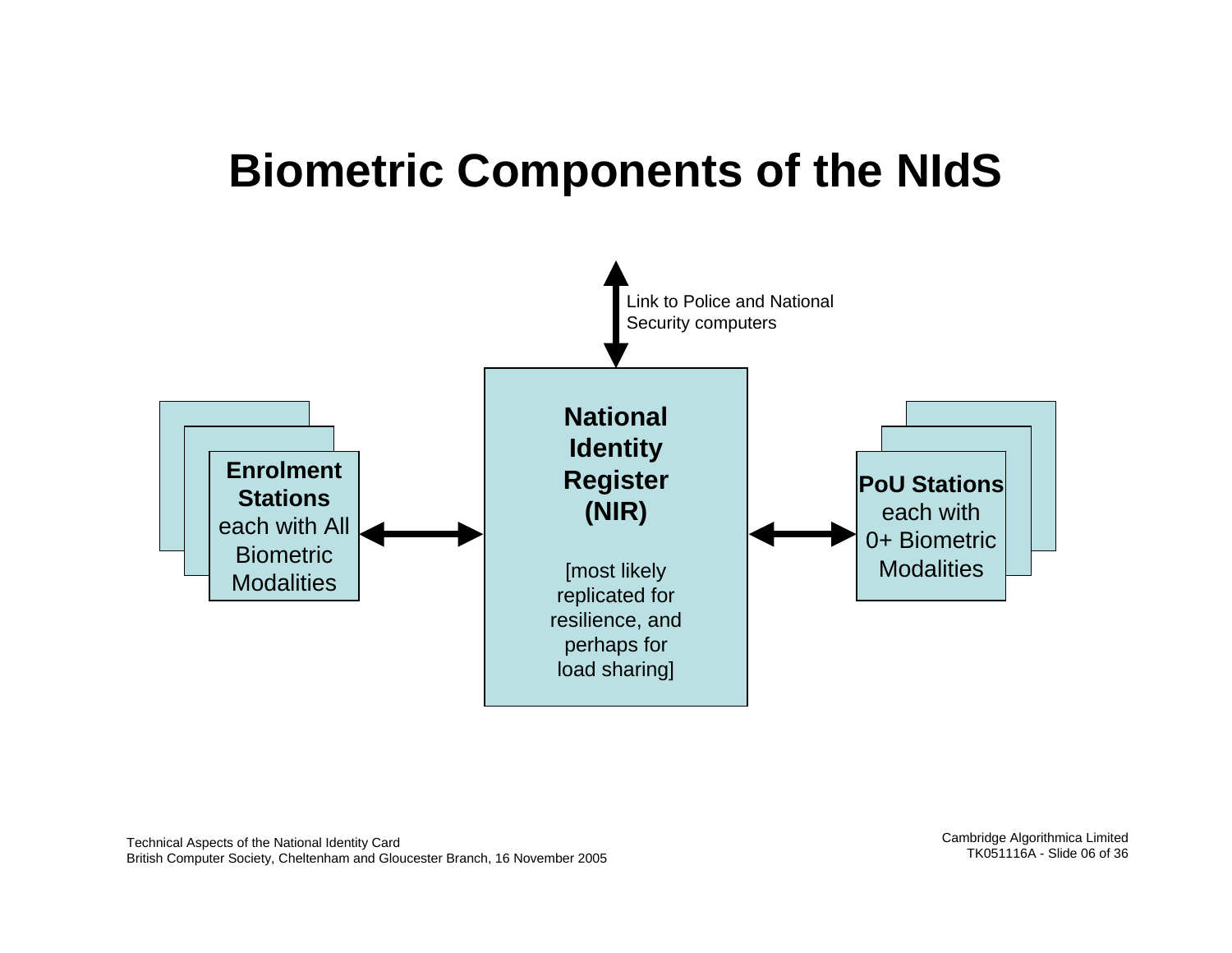# Biometric Components of the NIdS

Link to Police and National Security computers

**Enrolment Stations** each with All Biometric Modalities

**National Identity Register (NIR)**

[most likely replicated for resilience, and perhaps for load sharing]

**PoU Stations** each with 0+ Biometric Modalities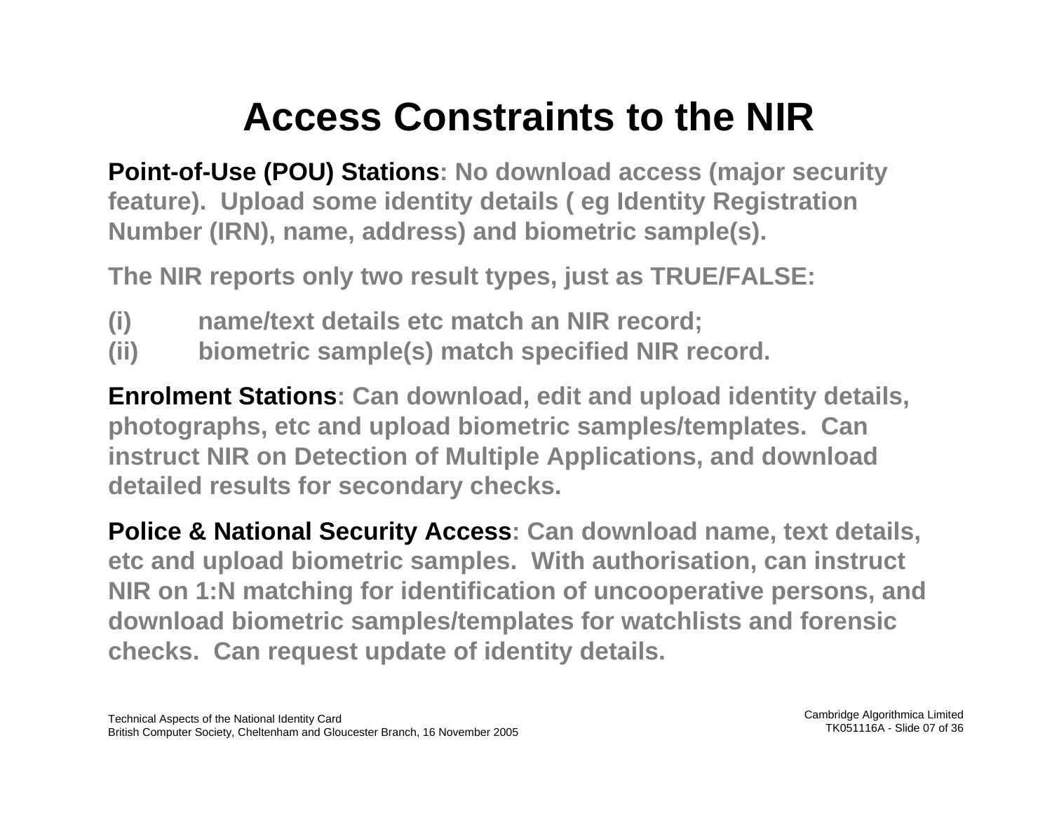# Access Constraints to the NIR

**Point-of-Use (POU) Stations**: No download access (major security feature). Upload some identity details ( eg Identity Registration Number (IRN), name, address) and biometric sample(s).

The NIR reports only two result types, just as TRUE/FALSE:

(i) name/text details etc match an NIR record;
(ii) biometric sample(s) match specified NIR record.

**Enrolment Stations**: Can download, edit and upload identity details, photographs, etc and upload biometric samples/templates. Can instruct NIR on Detection of Multiple Applications, and download detailed results for secondary checks.

**Police & National Security Access**: Can download name, text details, etc and upload biometric samples. With authorisation, can instruct NIR on 1:N matching for identification of uncooperative persons, and download biometric samples/templates for watchlists and forensic checks. Can request update of identity details.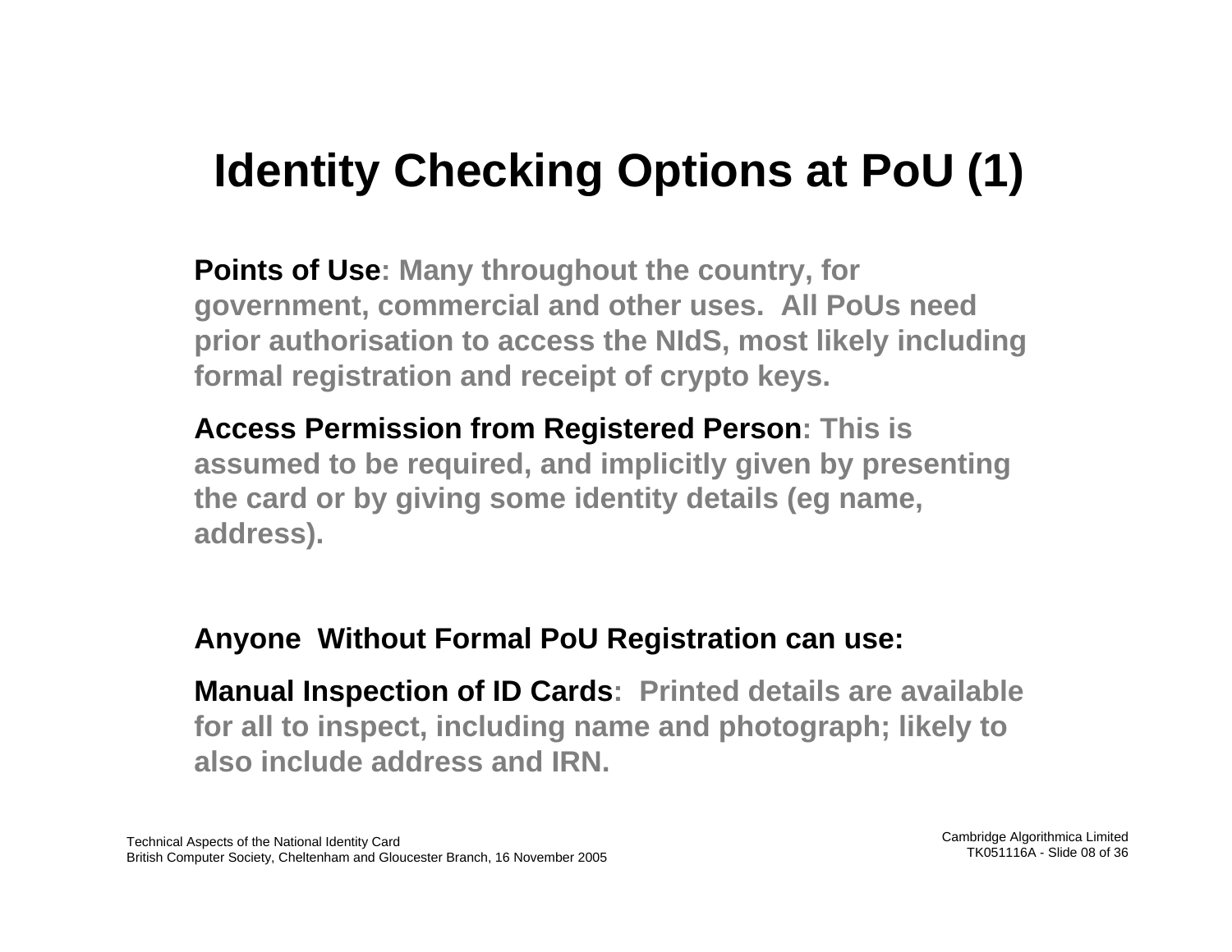# Identity Checking Options at PoU (1)

**Points of Use**: Many throughout the country, for government, commercial and other uses. All PoUs need prior authorisation to access the NIdS, most likely including formal registration and receipt of crypto keys.

**Access Permission from Registered Person**: This is assumed to be required, and implicitly given by presenting the card or by giving some identity details (eg name, address).

**Anyone Without Formal PoU Registration can use:**

**Manual Inspection of ID Cards**: Printed details are available for all to inspect, including name and photograph; likely to also include address and IRN.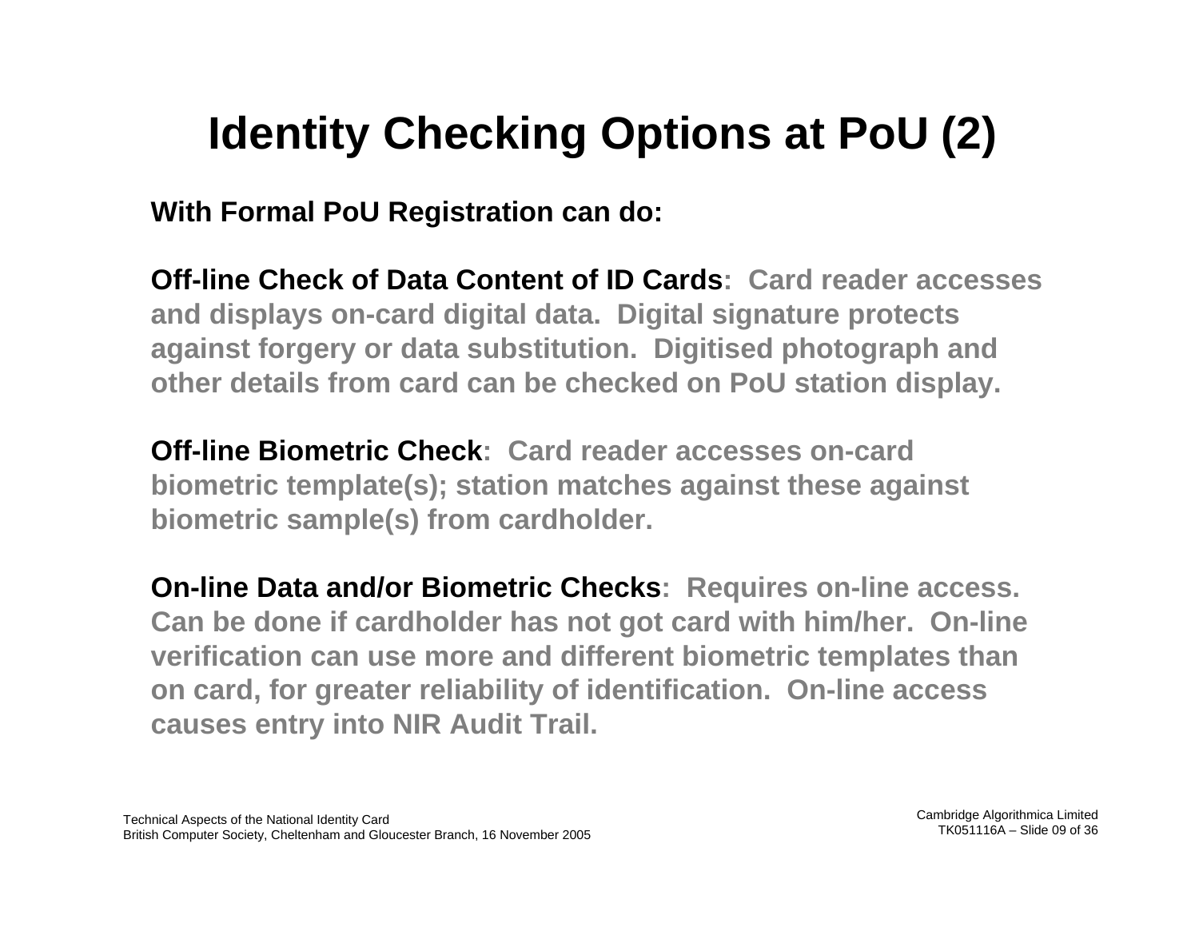# Identity Checking Options at PoU (2)

**With Formal PoU Registration can do:**

**Off-line Check of Data Content of ID Cards:** Card reader accesses and displays on-card digital data. Digital signature protects against forgery or data substitution. Digitised photograph and other details from card can be checked on PoU station display.

**Off-line Biometric Check:** Card reader accesses on-card biometric template(s); station matches against these against biometric sample(s) from cardholder.

**On-line Data and/or Biometric Checks:** Requires on-line access. Can be done if cardholder has not got card with him/her. On-line verification can use more and different biometric templates than on card, for greater reliability of identification. On-line access causes entry into NIR Audit Trail.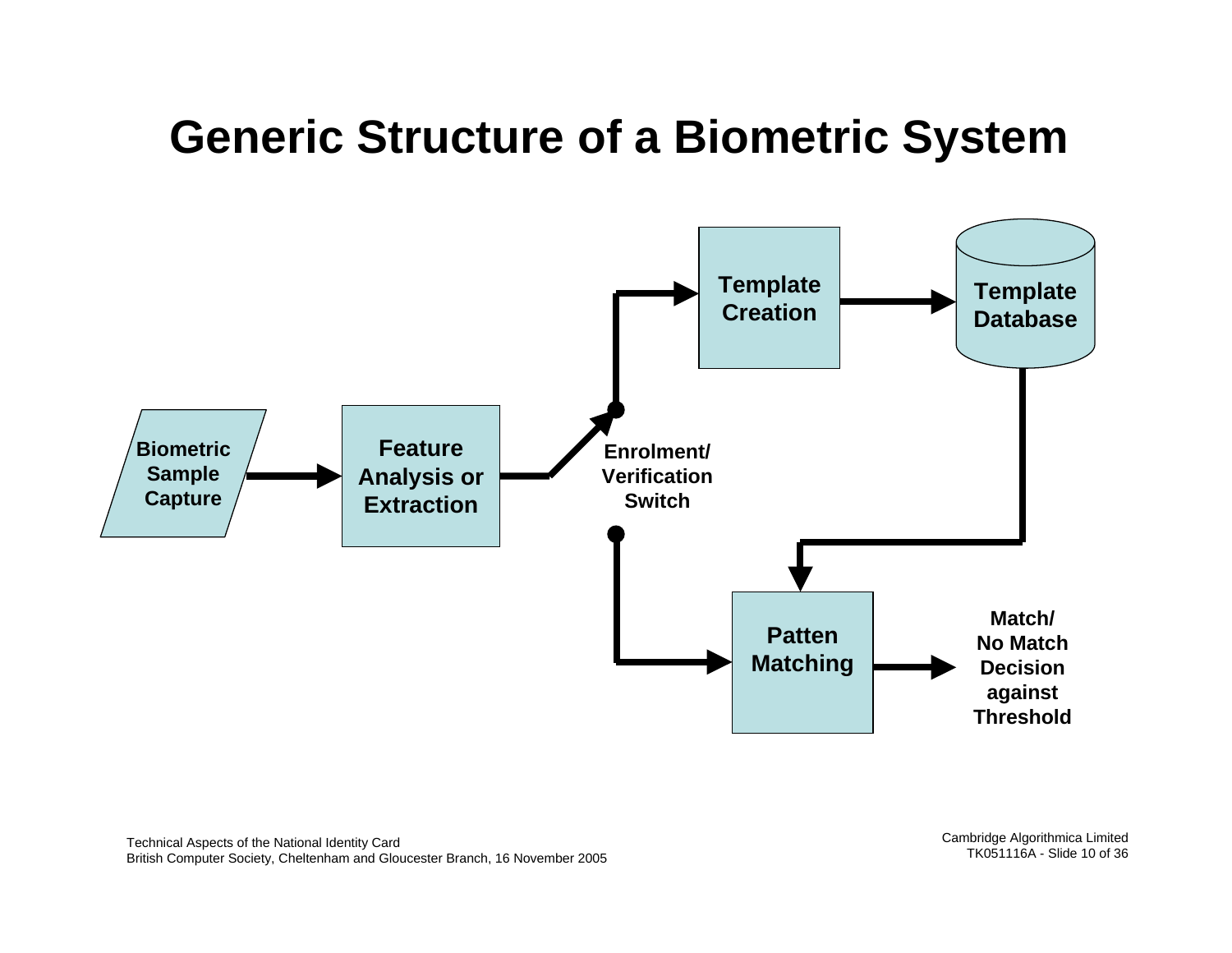# Generic Structure of a Biometric System

Biometric Sample Capture

Feature Analysis or Extraction

Enrolment/ Verification Switch

Template Creation

Template Database

Patten Matching

Match/ No Match Decision against Threshold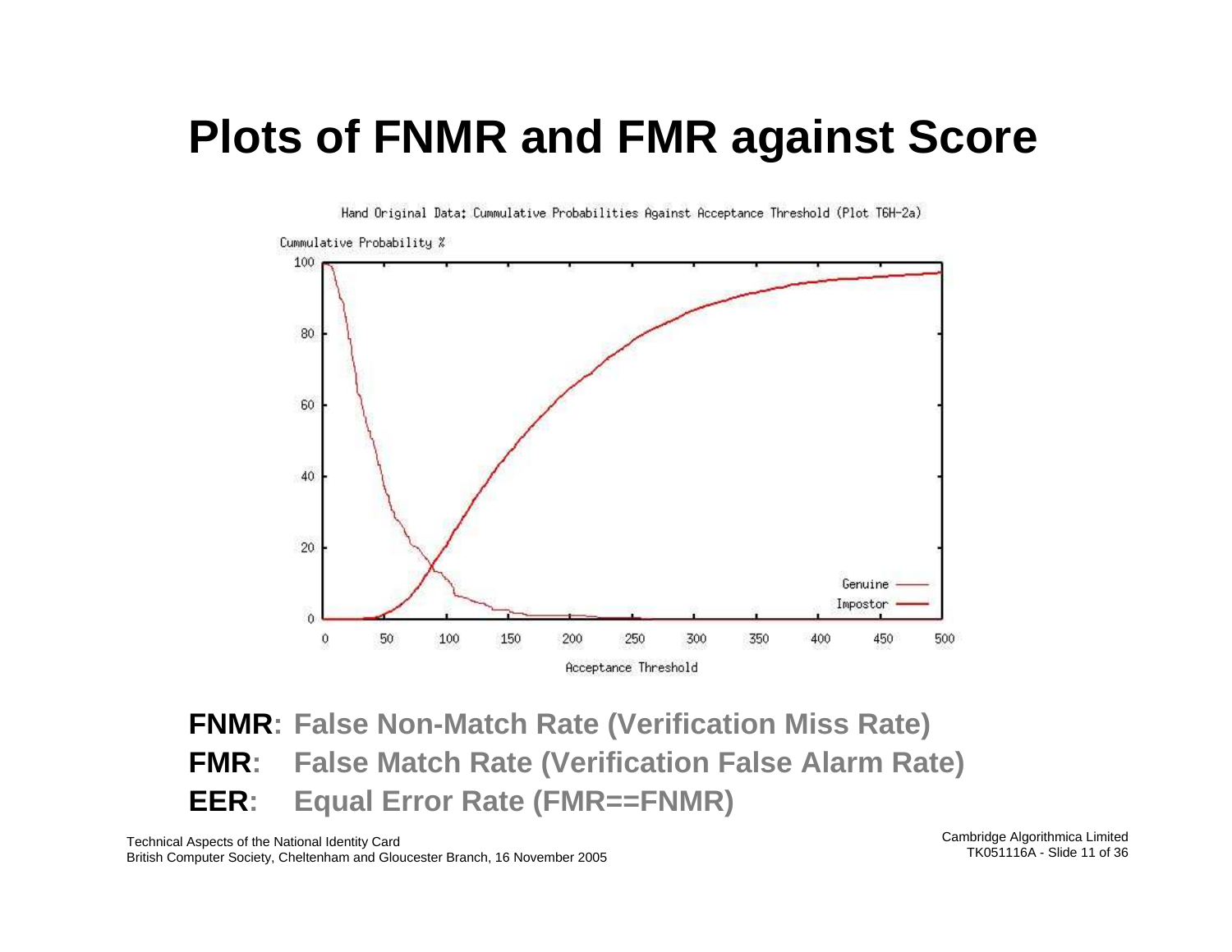# Plots of FNMR and FMR against Score

Hand Original Data: Cummulative Probabilities Against Acceptance Threshold (Plot T6H-2a)

**FNMR**: False Non-Match Rate (Verification Miss Rate)

**FMR**: False Match Rate (Verification False Alarm Rate)

**EER**: Equal Error Rate (FMR==FNMR)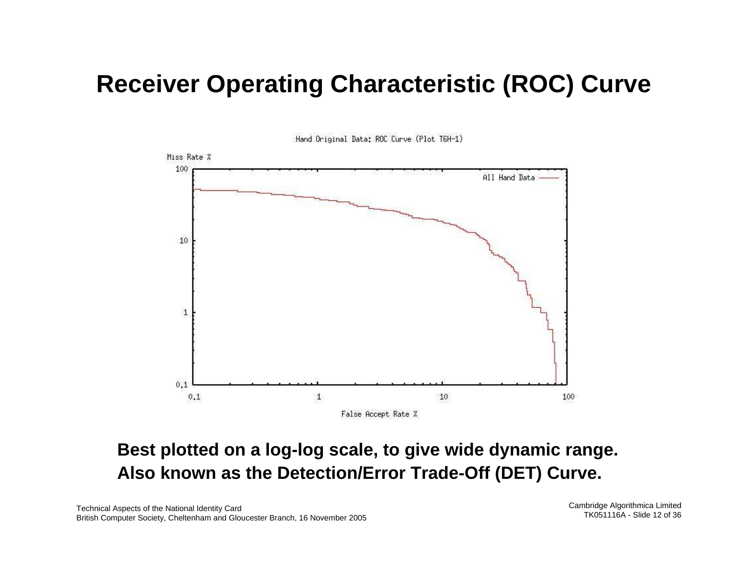# Receiver Operating Characteristic (ROC) Curve

Hand Original Data: ROC Curve (Plot T6H-1)

**Best plotted on a log-log scale, to give wide dynamic range.**
**Also known as the Detection/Error Trade-Off (DET) Curve.**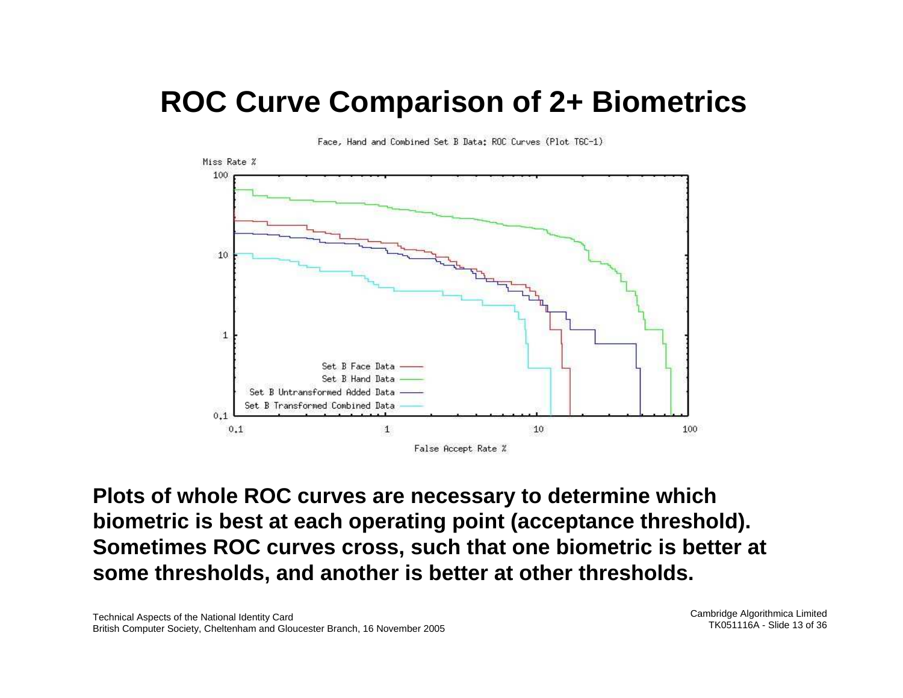# ROC Curve Comparison of 2+ Biometrics

Face, Hand and Combined Set B Data: ROC Curves (Plot T6C-1)

**Plots of whole ROC curves are necessary to determine which biometric is best at each operating point (acceptance threshold). Sometimes ROC curves cross, such that one biometric is better at some thresholds, and another is better at other thresholds.**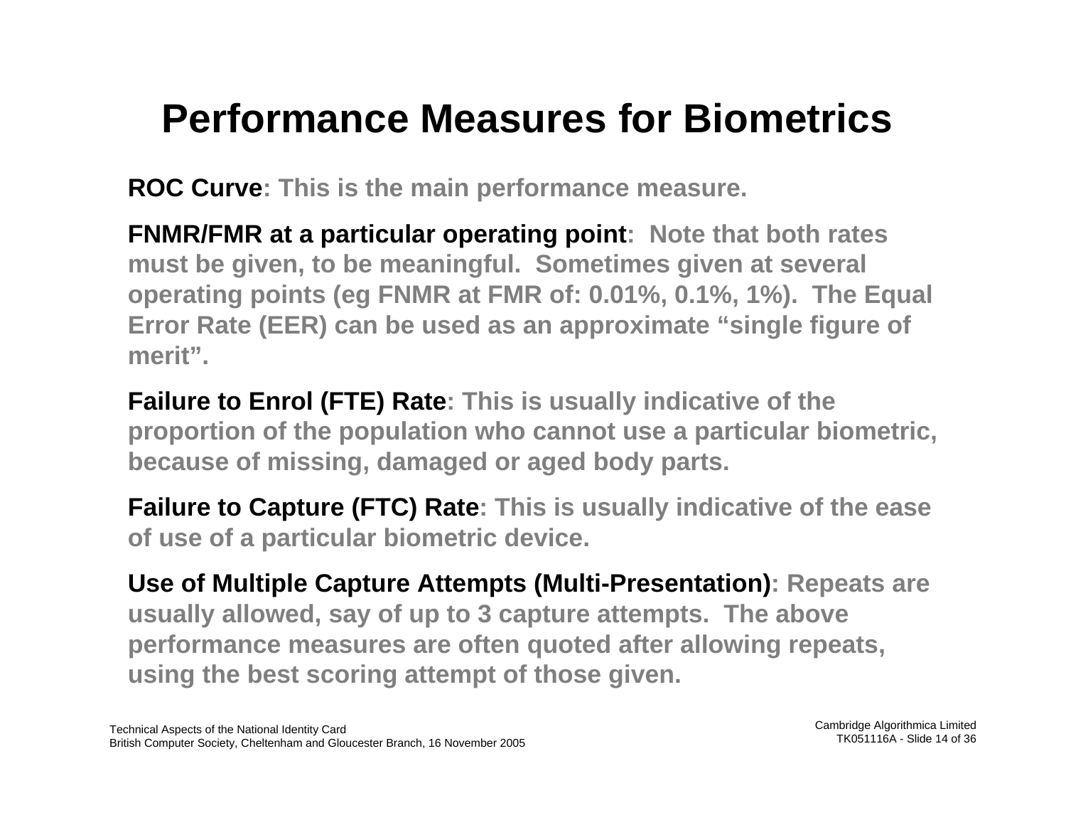# Performance Measures for Biometrics

**ROC Curve**: This is the main performance measure.

**FNMR/FMR at a particular operating point**: Note that both rates must be given, to be meaningful. Sometimes given at several operating points (eg FNMR at FMR of: 0.01%, 0.1%, 1%). The Equal Error Rate (EER) can be used as an approximate "single figure of merit".

**Failure to Enrol (FTE) Rate**: This is usually indicative of the proportion of the population who cannot use a particular biometric, because of missing, damaged or aged body parts.

**Failure to Capture (FTC) Rate**: This is usually indicative of the ease of use of a particular biometric device.

**Use of Multiple Capture Attempts (Multi-Presentation)**: Repeats are usually allowed, say of up to 3 capture attempts. The above performance measures are often quoted after allowing repeats, using the best scoring attempt of those given.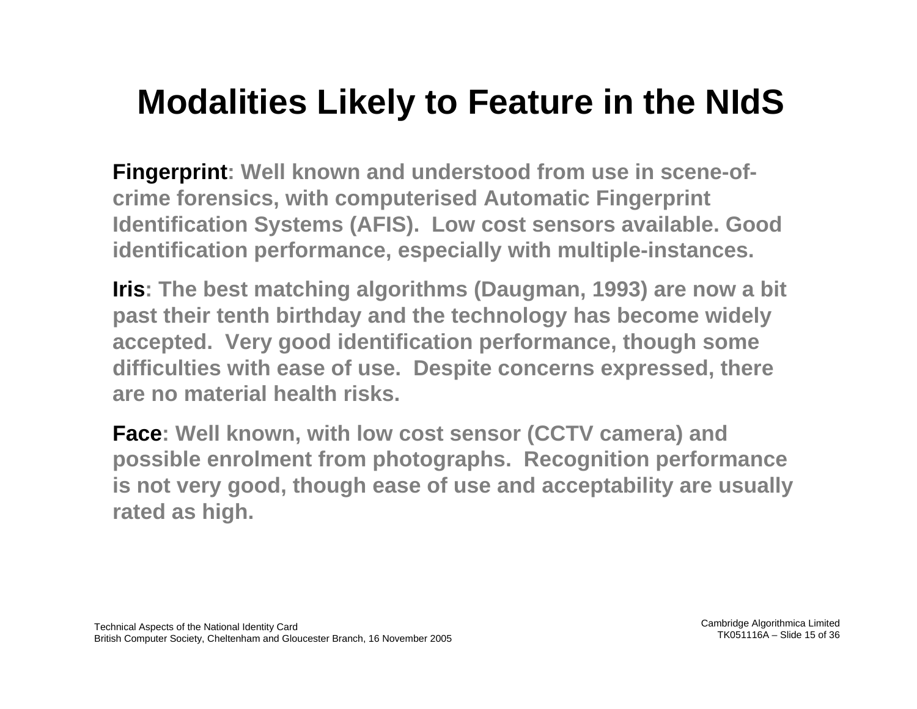# Modalities Likely to Feature in the NIdS

**Fingerprint**: Well known and understood from use in scene-of-crime forensics, with computerised Automatic Fingerprint Identification Systems (AFIS). Low cost sensors available. Good identification performance, especially with multiple-instances.

**Iris**: The best matching algorithms (Daugman, 1993) are now a bit past their tenth birthday and the technology has become widely accepted. Very good identification performance, though some difficulties with ease of use. Despite concerns expressed, there are no material health risks.

**Face**: Well known, with low cost sensor (CCTV camera) and possible enrolment from photographs. Recognition performance is not very good, though ease of use and acceptability are usually rated as high.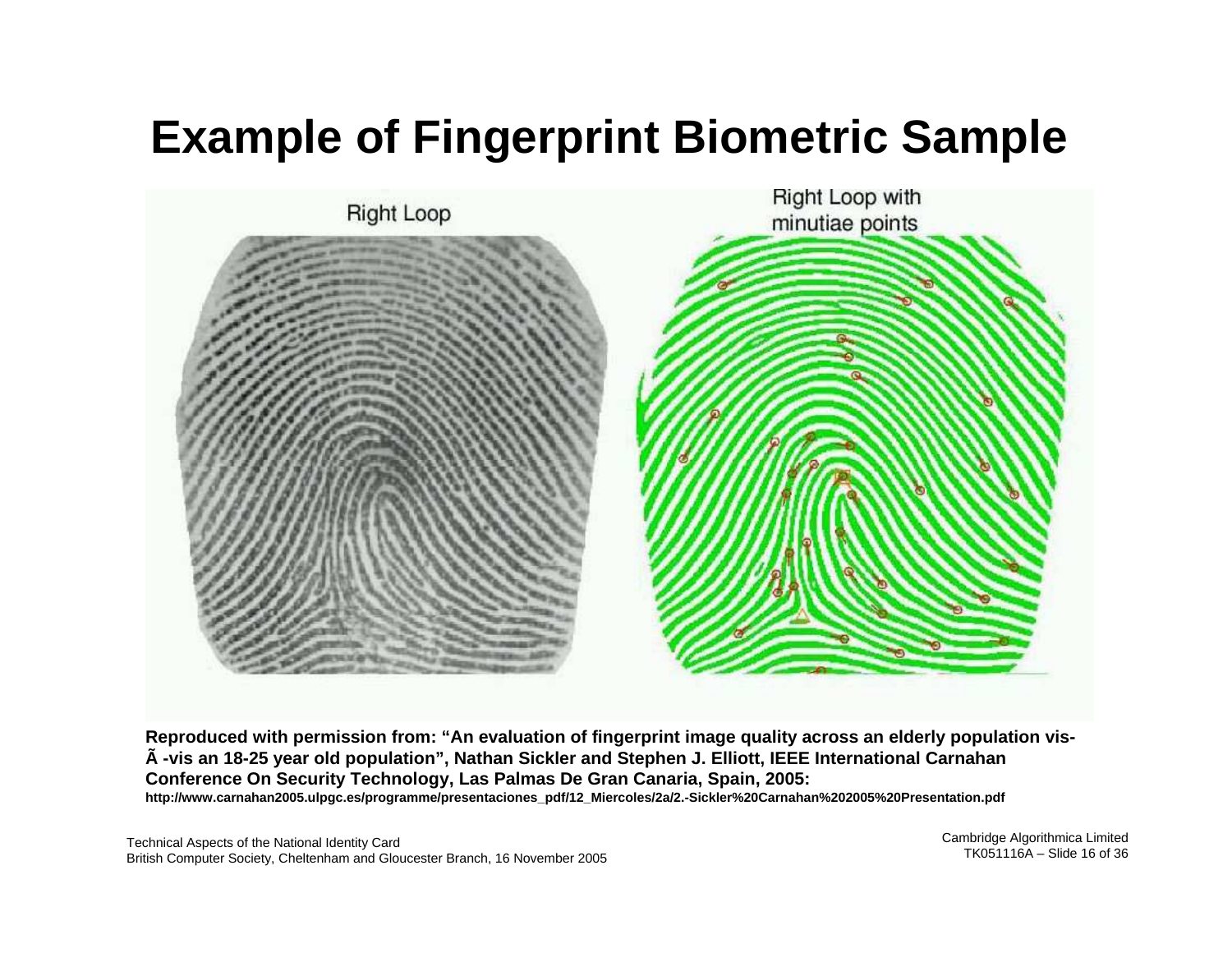# Example of Fingerprint Biometric Sample

Right Loop

Right Loop with minutiae points

**Reproduced with permission from: "An evaluation of fingerprint image quality across an elderly population vis-Ã -vis an 18-25 year old population", Nathan Sickler and Stephen J. Elliott, IEEE International Carnahan Conference On Security Technology, Las Palmas De Gran Canaria, Spain, 2005:**
**http://www.carnahan2005.ulpgc.es/programme/presentaciones_pdf/12_Miercoles/2a/2.-Sickler%20Carnahan%202005%20Presentation.pdf**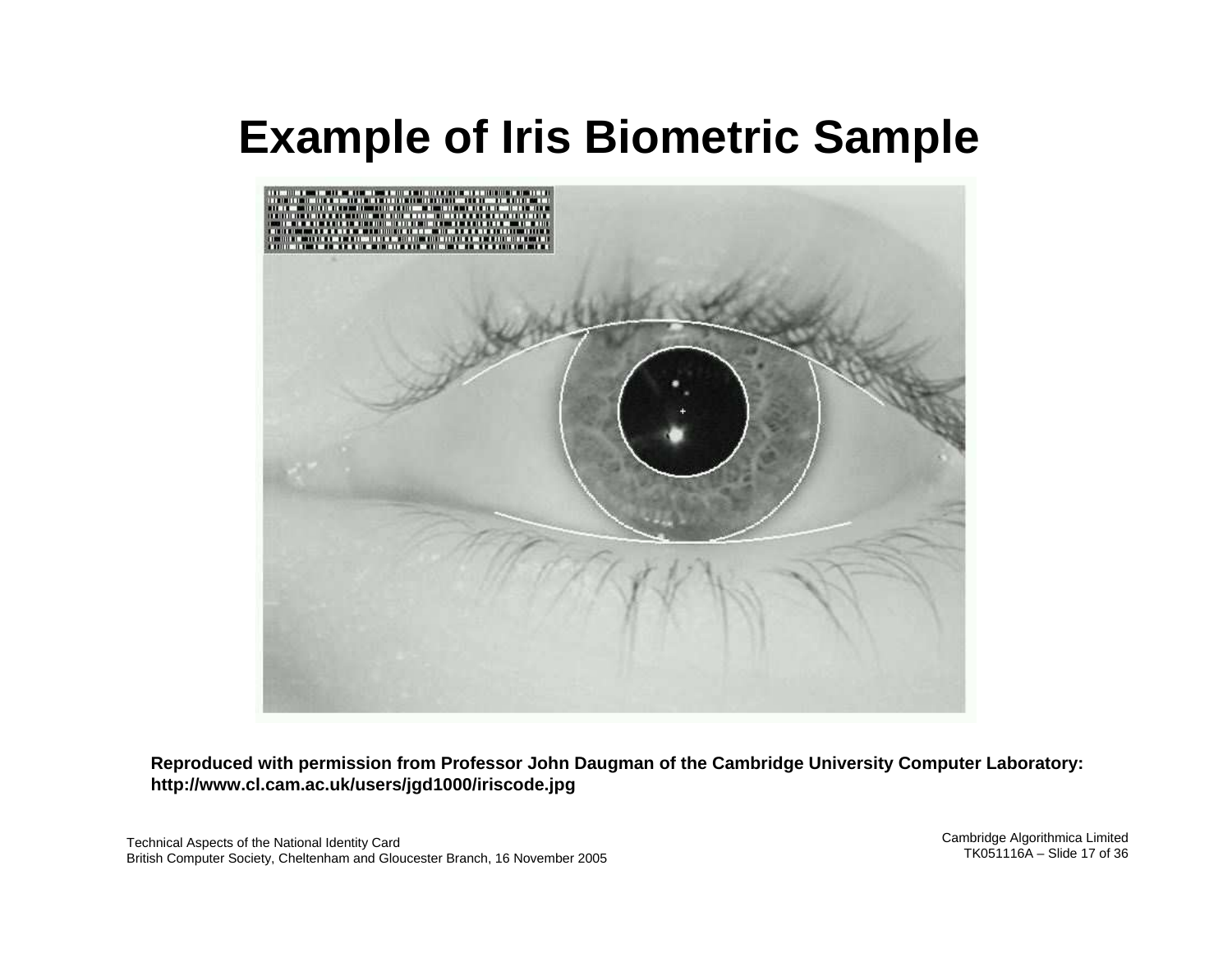# Example of Iris Biometric Sample

**Reproduced with permission from Professor John Daugman of the Cambridge University Computer Laboratory: http://www.cl.cam.ac.uk/users/jgd1000/iriscode.jpg**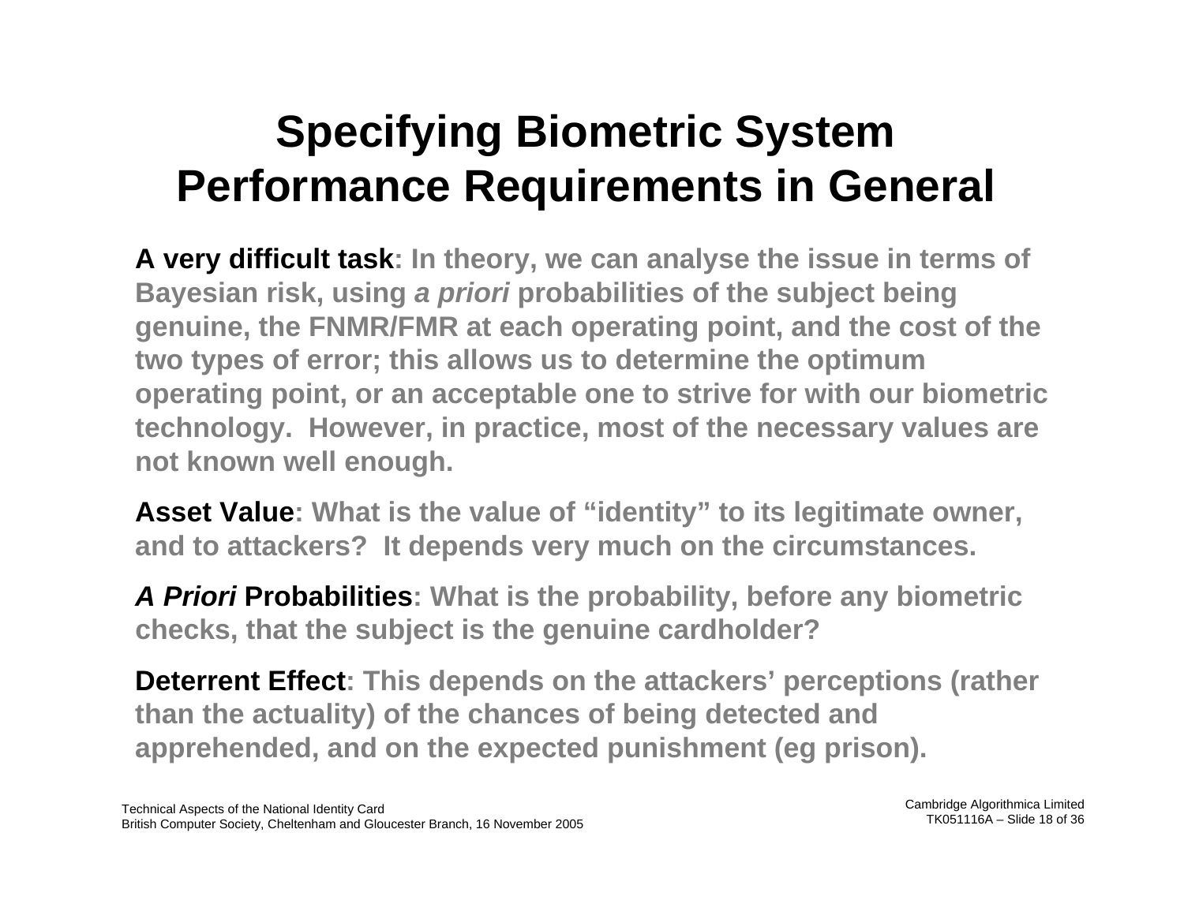# Specifying Biometric System Performance Requirements in General

**A very difficult task**: In theory, we can analyse the issue in terms of Bayesian risk, using *a priori* probabilities of the subject being genuine, the FNMR/FMR at each operating point, and the cost of the two types of error; this allows us to determine the optimum operating point, or an acceptable one to strive for with our biometric technology. However, in practice, most of the necessary values are not known well enough.

**Asset Value**: What is the value of "identity" to its legitimate owner, and to attackers? It depends very much on the circumstances.

***A Priori* Probabilities**: What is the probability, before any biometric checks, that the subject is the genuine cardholder?

**Deterrent Effect**: This depends on the attackers' perceptions (rather than the actuality) of the chances of being detected and apprehended, and on the expected punishment (eg prison).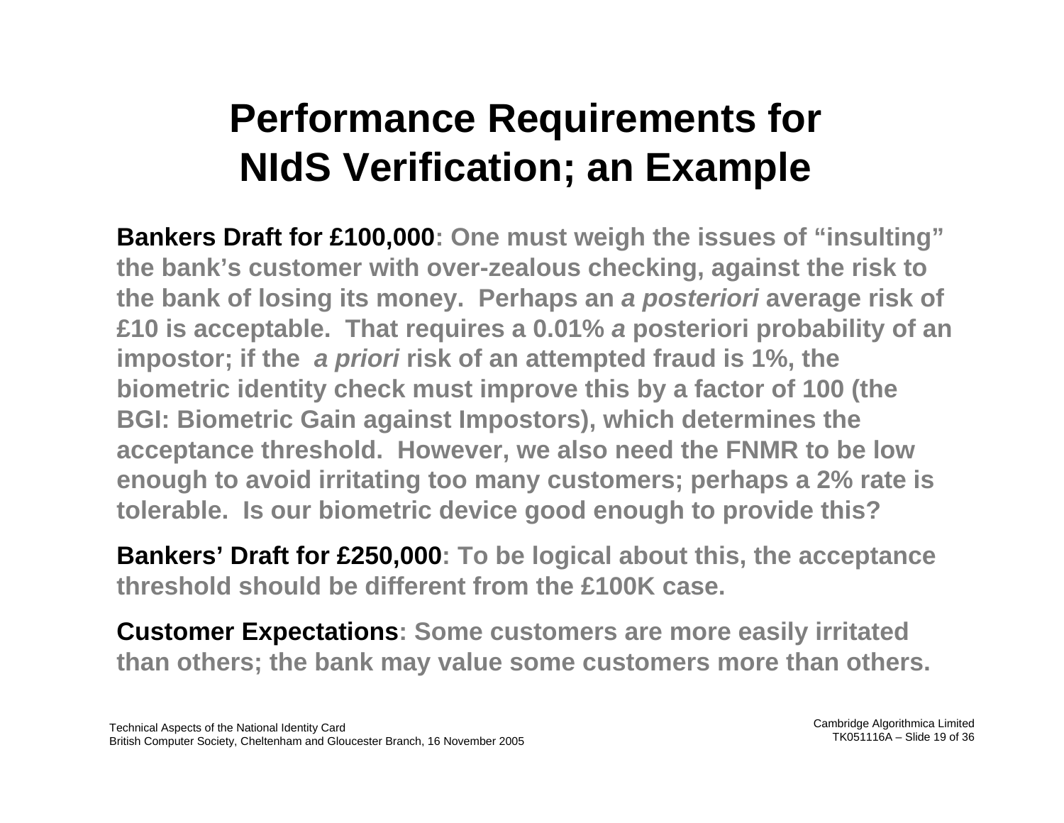# Performance Requirements for NIdS Verification; an Example

**Bankers Draft for £100,000**: One must weigh the issues of "insulting" the bank's customer with over-zealous checking, against the risk to the bank of losing its money. Perhaps an *a posteriori* average risk of £10 is acceptable. That requires a 0.01% *a* posteriori probability of an impostor; if the *a priori* risk of an attempted fraud is 1%, the biometric identity check must improve this by a factor of 100 (the BGI: Biometric Gain against Impostors), which determines the acceptance threshold. However, we also need the FNMR to be low enough to avoid irritating too many customers; perhaps a 2% rate is tolerable. Is our biometric device good enough to provide this?

**Bankers' Draft for £250,000**: To be logical about this, the acceptance threshold should be different from the £100K case.

**Customer Expectations**: Some customers are more easily irritated than others; the bank may value some customers more than others.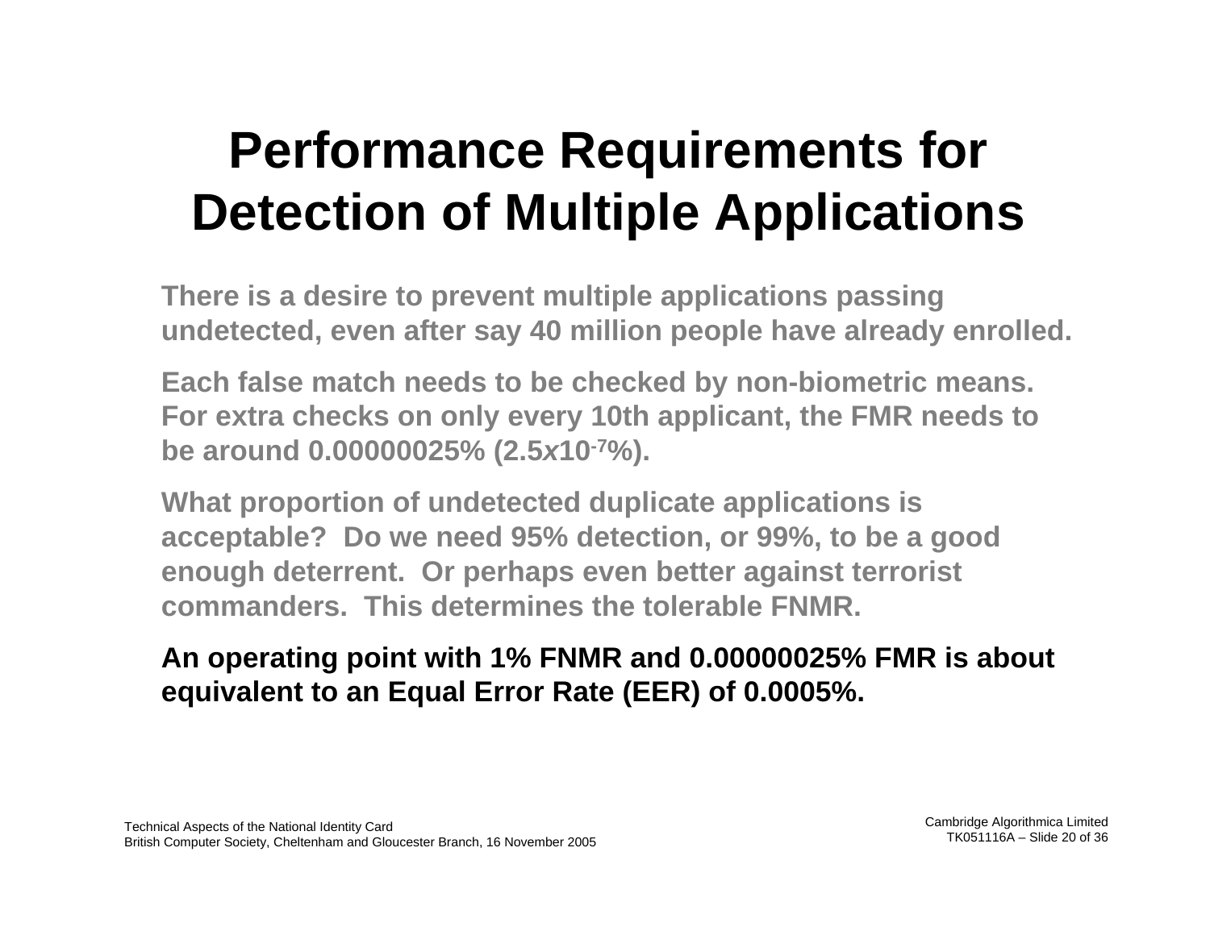# Performance Requirements for Detection of Multiple Applications

**There is a desire to prevent multiple applications passing undetected, even after say 40 million people have already enrolled.**

**Each false match needs to be checked by non-biometric means. For extra checks on only every 10th applicant, the FMR needs to be around 0.00000025% ($2.5x10^{-7}$%).**

**What proportion of undetected duplicate applications is acceptable? Do we need 95% detection, or 99%, to be a good enough deterrent. Or perhaps even better against terrorist commanders. This determines the tolerable FNMR.**

**An operating point with 1% FNMR and 0.00000025% FMR is about equivalent to an Equal Error Rate (EER) of 0.0005%.**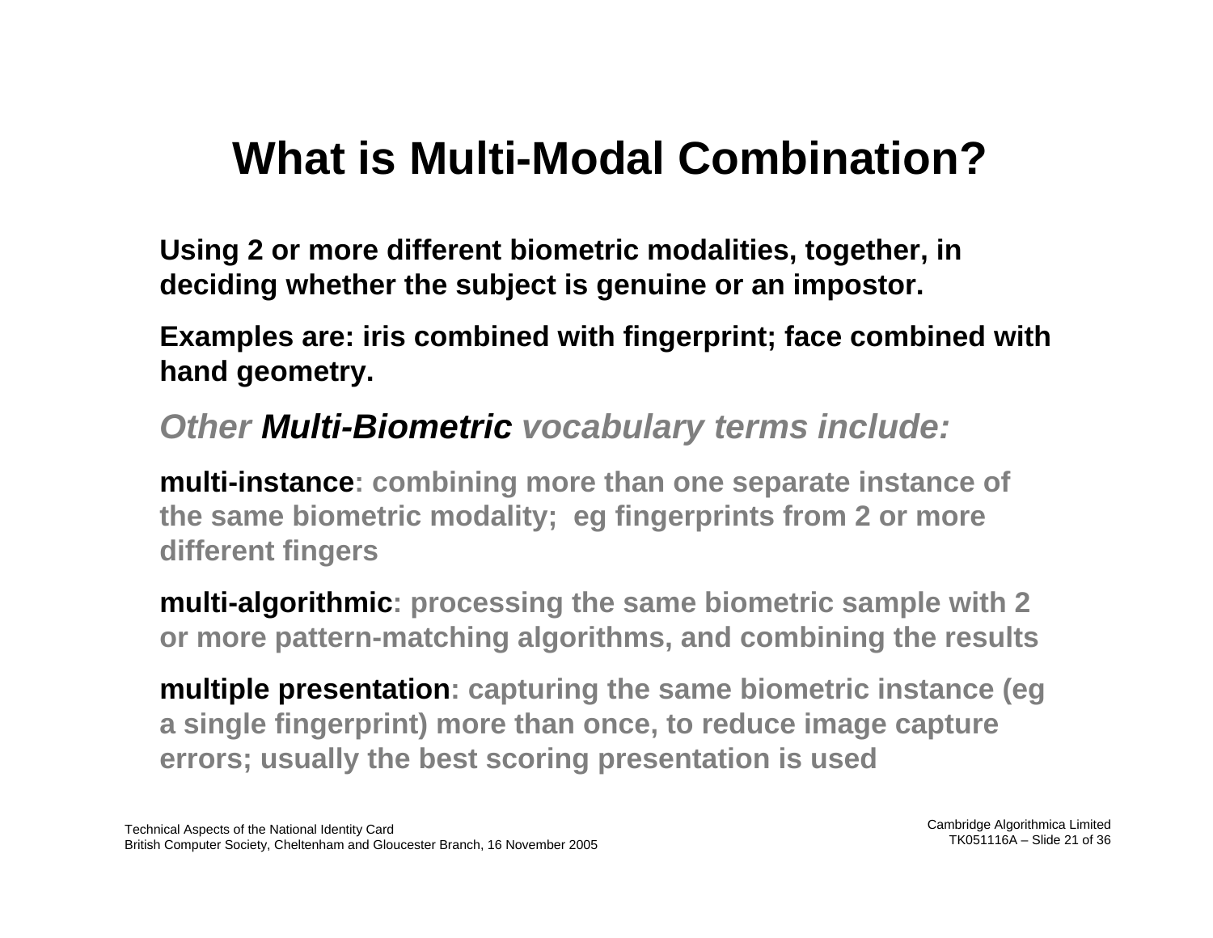# What is Multi-Modal Combination?

**Using 2 or more different biometric modalities, together, in deciding whether the subject is genuine or an impostor.**

**Examples are: iris combined with fingerprint; face combined with hand geometry.**

***Other Multi-Biometric vocabulary terms include:***

**multi-instance: combining more than one separate instance of the same biometric modality; eg fingerprints from 2 or more different fingers**

**multi-algorithmic: processing the same biometric sample with 2 or more pattern-matching algorithms, and combining the results**

**multiple presentation: capturing the same biometric instance (eg a single fingerprint) more than once, to reduce image capture errors; usually the best scoring presentation is used**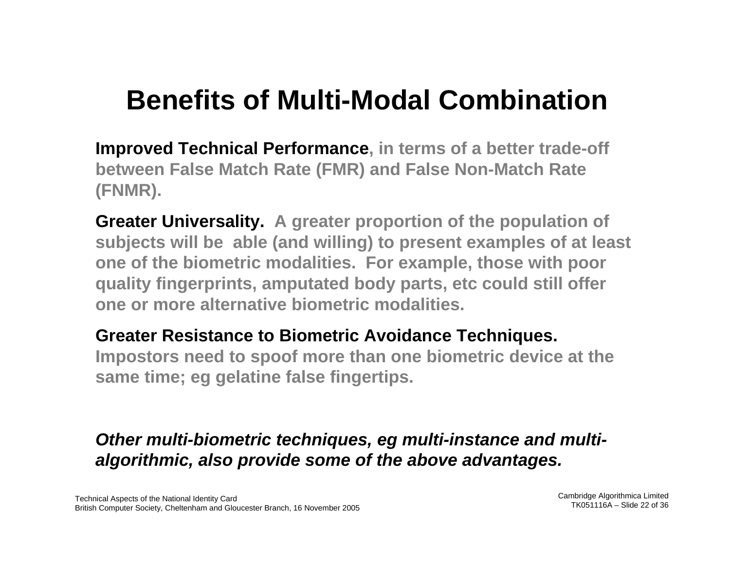# Benefits of Multi-Modal Combination

**Improved Technical Performance**, in terms of a better trade-off between False Match Rate (FMR) and False Non-Match Rate (FNMR).

**Greater Universality.** A greater proportion of the population of subjects will be able (and willing) to present examples of at least one of the biometric modalities. For example, those with poor quality fingerprints, amputated body parts, etc could still offer one or more alternative biometric modalities.

**Greater Resistance to Biometric Avoidance Techniques.** Impostors need to spoof more than one biometric device at the same time; eg gelatine false fingertips.

***Other multi-biometric techniques, eg multi-instance and multi-algorithmic, also provide some of the above advantages.***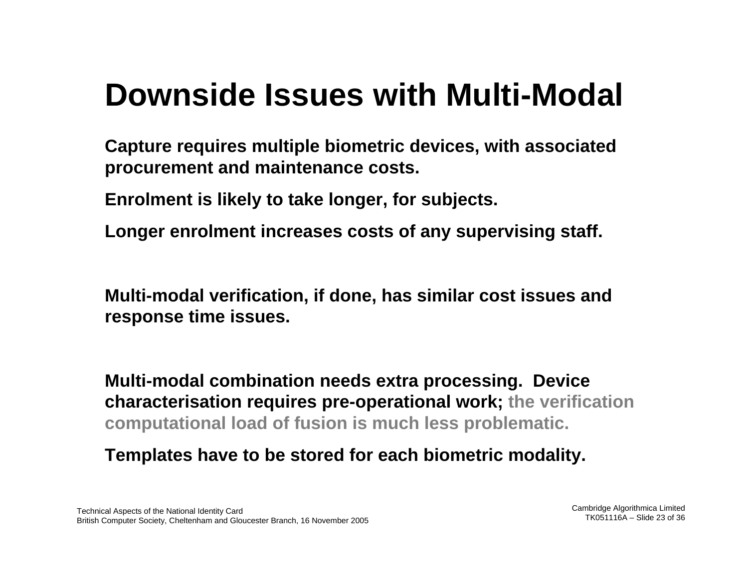# Downside Issues with Multi-Modal

**Capture requires multiple biometric devices, with associated procurement and maintenance costs.**

**Enrolment is likely to take longer, for subjects.**

**Longer enrolment increases costs of any supervising staff.**

**Multi-modal verification, if done, has similar cost issues and response time issues.**

**Multi-modal combination needs extra processing. Device characterisation requires pre-operational work; the verification computational load of fusion is much less problematic.**

**Templates have to be stored for each biometric modality.**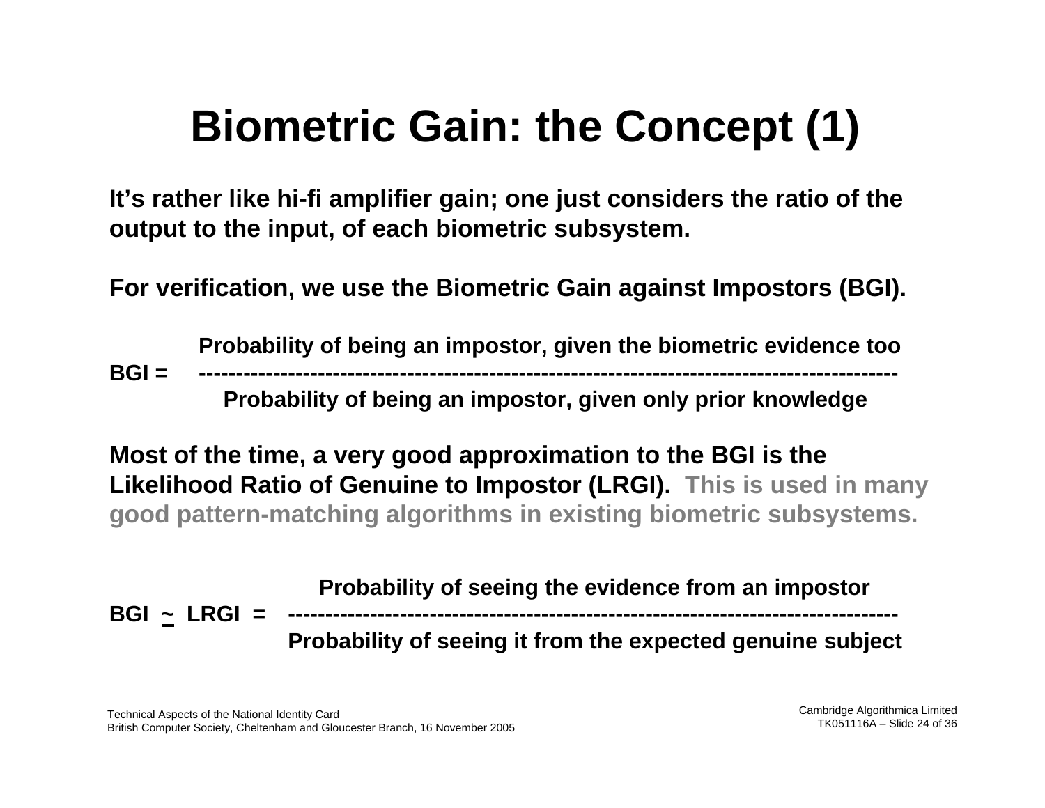# Biometric Gain: the Concept (1)

**It's rather like hi-fi amplifier gain; one just considers the ratio of the output to the input, of each biometric subsystem.**

**For verification, we use the Biometric Gain against Impostors (BGI).**

$$\text{BGI} = \frac{\text{Probability of being an impostor, given the biometric evidence too}}{\text{Probability of being an impostor, given only prior knowledge}}$$

**Most of the time, a very good approximation to the BGI is the Likelihood Ratio of Genuine to Impostor (LRGI). This is used in many good pattern-matching algorithms in existing biometric subsystems.**

$$\text{BGI} \underset{\sim}{} \text{LRGI} = \frac{\text{Probability of seeing the evidence from an impostor}}{\text{Probability of seeing it from the expected genuine subject}}$$

Technical Aspects of the National Identity Card
British Computer Society, Cheltenham and Gloucester Branch, 16 November 2005

Cambridge Algorithmica Limited
TK051116A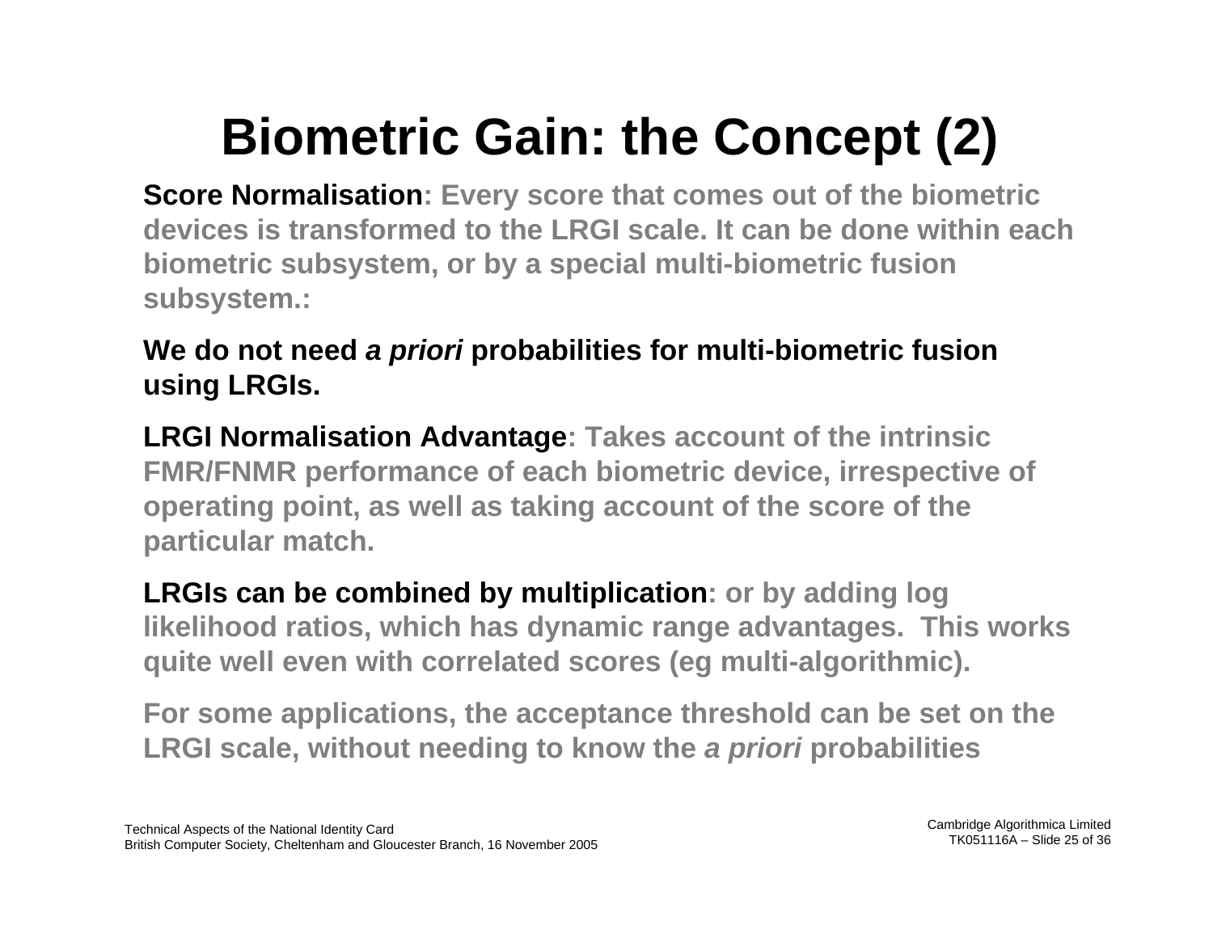# Biometric Gain: the Concept (2)

**Score Normalisation: Every score that comes out of the biometric devices is transformed to the LRGI scale. It can be done within each biometric subsystem, or by a special multi-biometric fusion subsystem.:**

**We do not need *a priori* probabilities for multi-biometric fusion using LRGIs.**

**LRGI Normalisation Advantage: Takes account of the intrinsic FMR/FNMR performance of each biometric device, irrespective of operating point, as well as taking account of the score of the particular match.**

**LRGIs can be combined by multiplication: or by adding log likelihood ratios, which has dynamic range advantages. This works quite well even with correlated scores (eg multi-algorithmic).**

**For some applications, the acceptance threshold can be set on the LRGI scale, without needing to know the *a priori* probabilities**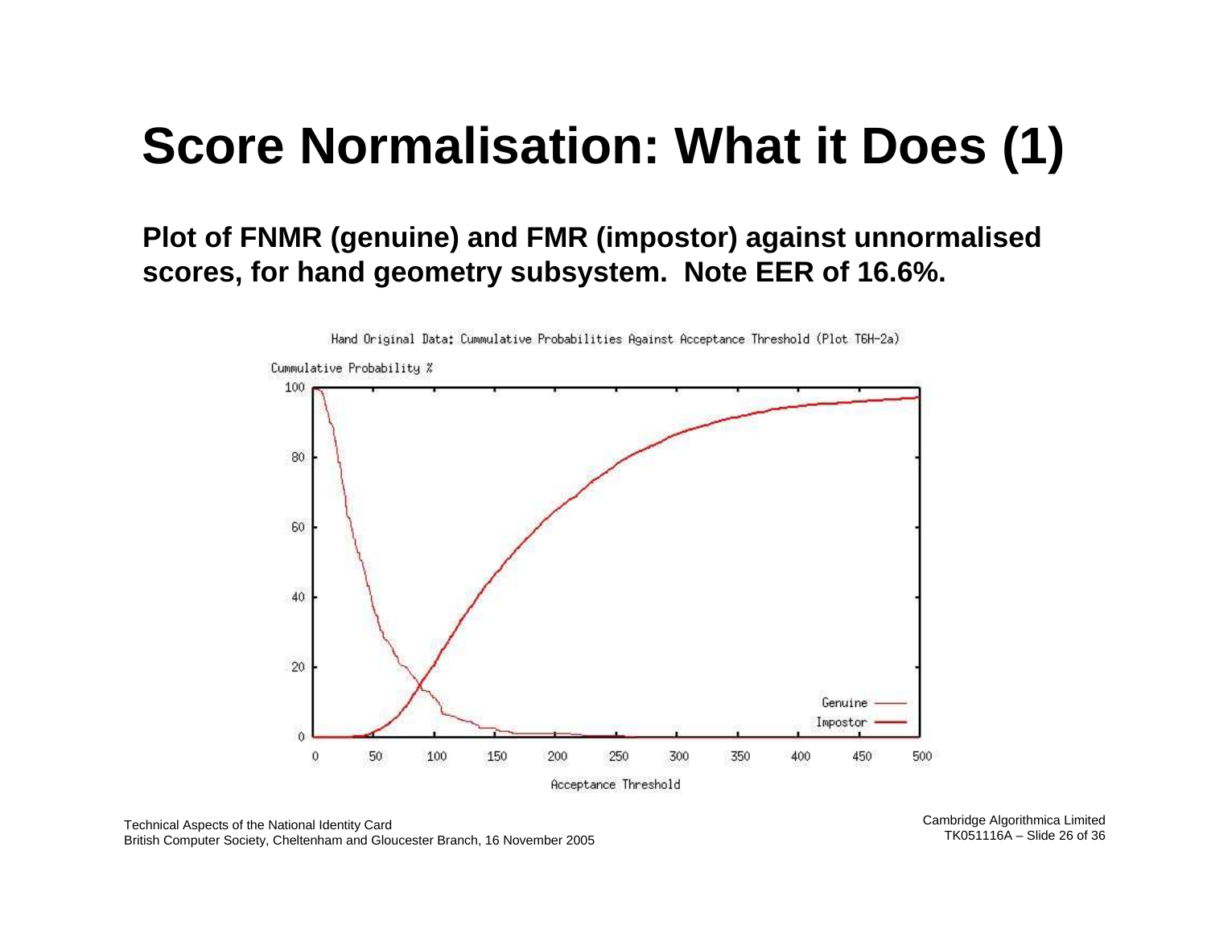# Score Normalisation: What it Does (1)

**Plot of FNMR (genuine) and FMR (impostor) against unnormalised scores, for hand geometry subsystem. Note EER of 16.6%.**

Hand Original Data: Cummulative Probabilities Against Acceptance Threshold (Plot T6H-2a)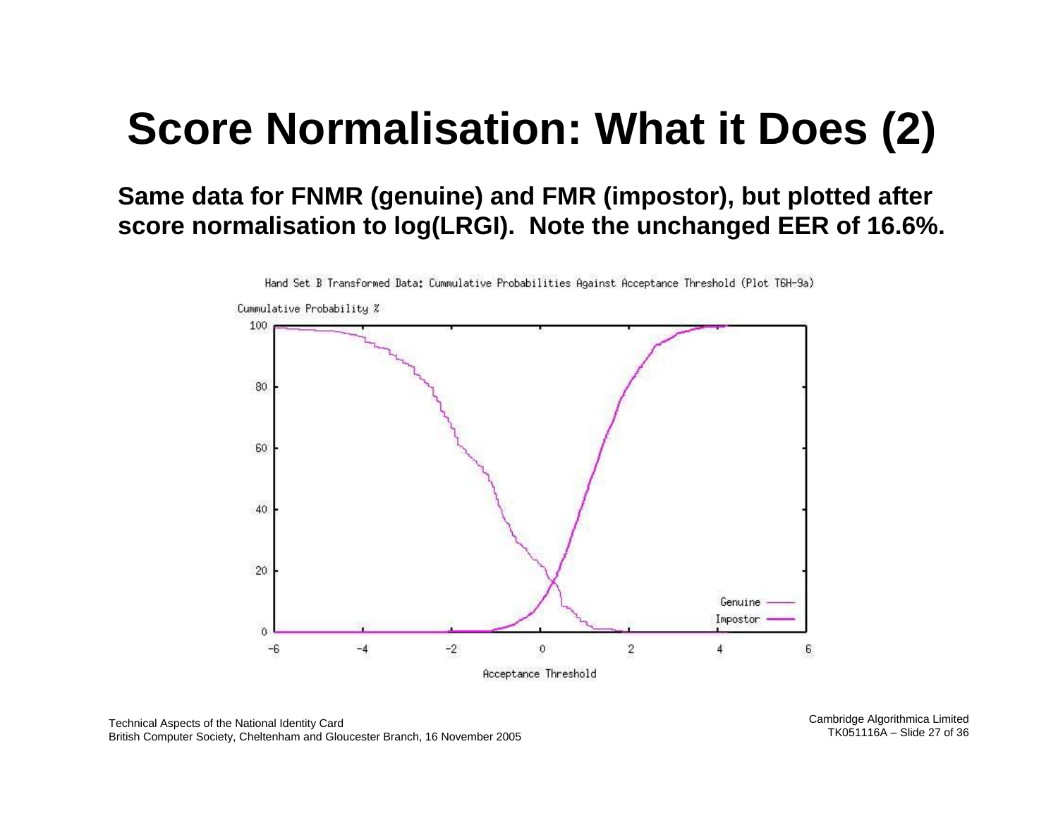# Score Normalisation: What it Does (2)

**Same data for FNMR (genuine) and FMR (impostor), but plotted after score normalisation to log(LRGI). Note the unchanged EER of 16.6%.**

Hand Set B Transformed Data: Cummulative Probabilities Against Acceptance Threshold (Plot T6H-9a)

Cummulative Probability %

Acceptance Threshold

Genuine

Impostor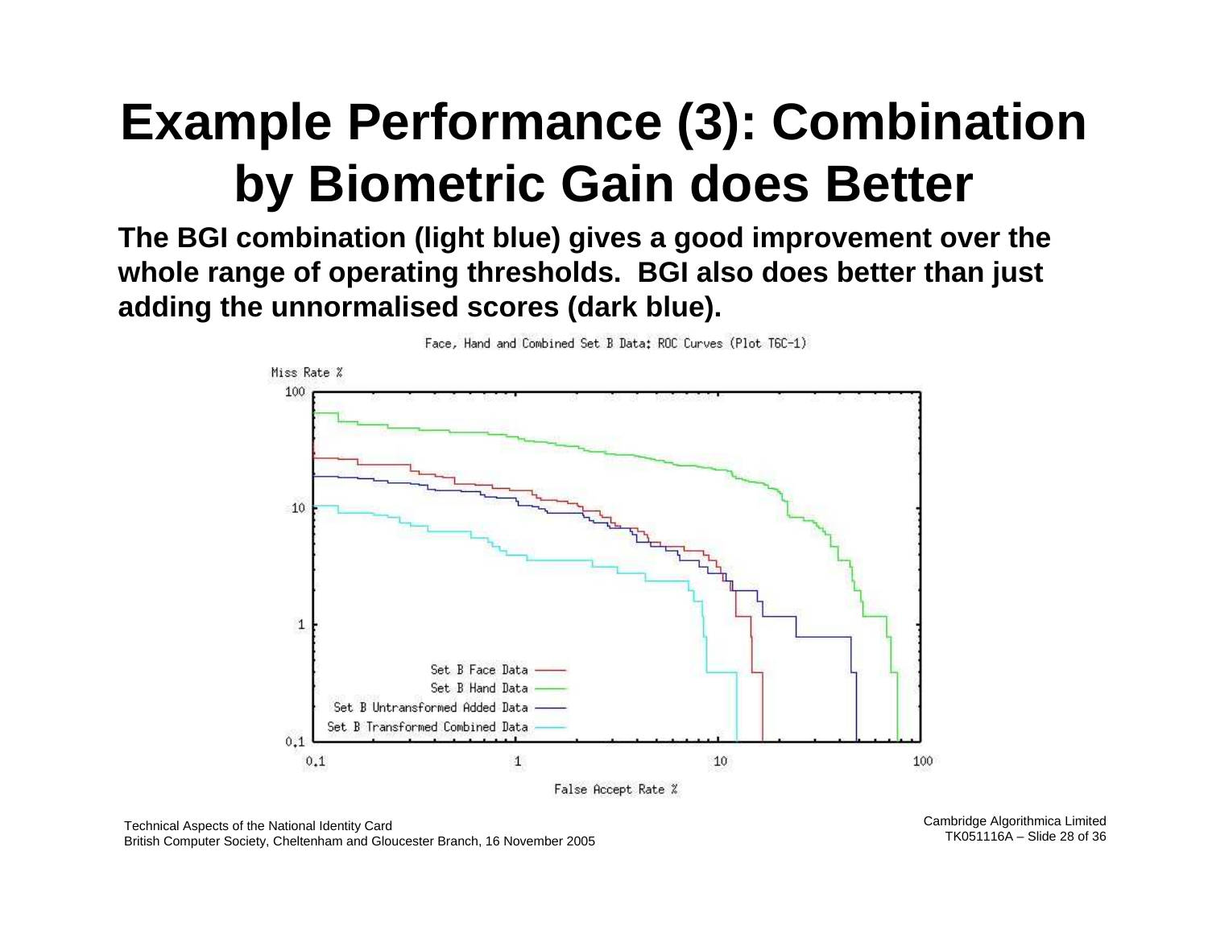# Example Performance (3): Combination by Biometric Gain does Better

**The BGI combination (light blue) gives a good improvement over the whole range of operating thresholds. BGI also does better than just adding the unnormalised scores (dark blue).**

Face, Hand and Combined Set B Data: ROC Curves (Plot T6C-1)

Miss Rate %

100

10

1

0.1

Set B Face Data

Set B Hand Data

Set B Untransformed Added Data

Set B Transformed Combined Data

0.1 1 10 100

False Accept Rate %

Technical Aspects of the National Identity Card
British Computer Society, Cheltenham and Gloucester Branch, 16 November 2005

Cambridge Algorithmica Limited
TK051116A – Slide 28 of 36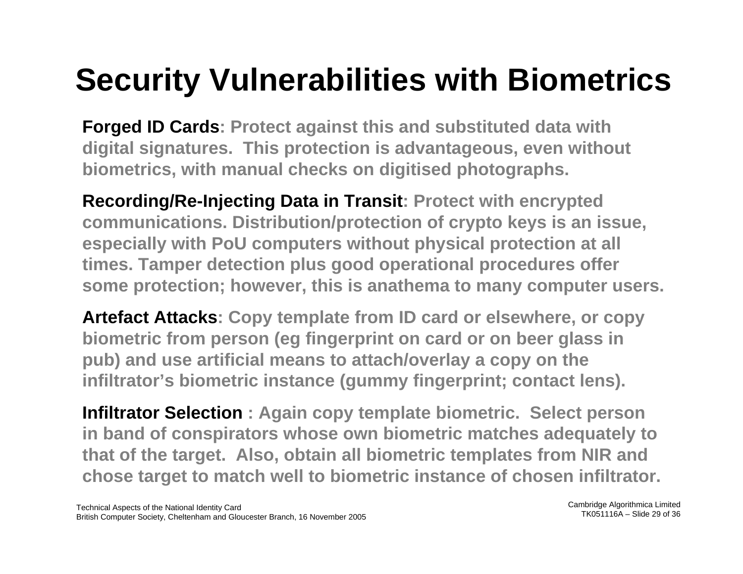# Security Vulnerabilities with Biometrics

**Forged ID Cards**: Protect against this and substituted data with digital signatures. This protection is advantageous, even without biometrics, with manual checks on digitised photographs.

**Recording/Re-Injecting Data in Transit**: Protect with encrypted communications. Distribution/protection of crypto keys is an issue, especially with PoU computers without physical protection at all times. Tamper detection plus good operational procedures offer some protection; however, this is anathema to many computer users.

**Artefact Attacks**: Copy template from ID card or elsewhere, or copy biometric from person (eg fingerprint on card or on beer glass in pub) and use artificial means to attach/overlay a copy on the infiltrator's biometric instance (gummy fingerprint; contact lens).

**Infiltrator Selection** : Again copy template biometric. Select person in band of conspirators whose own biometric matches adequately to that of the target. Also, obtain all biometric templates from NIR and chose target to match well to biometric instance of chosen infiltrator.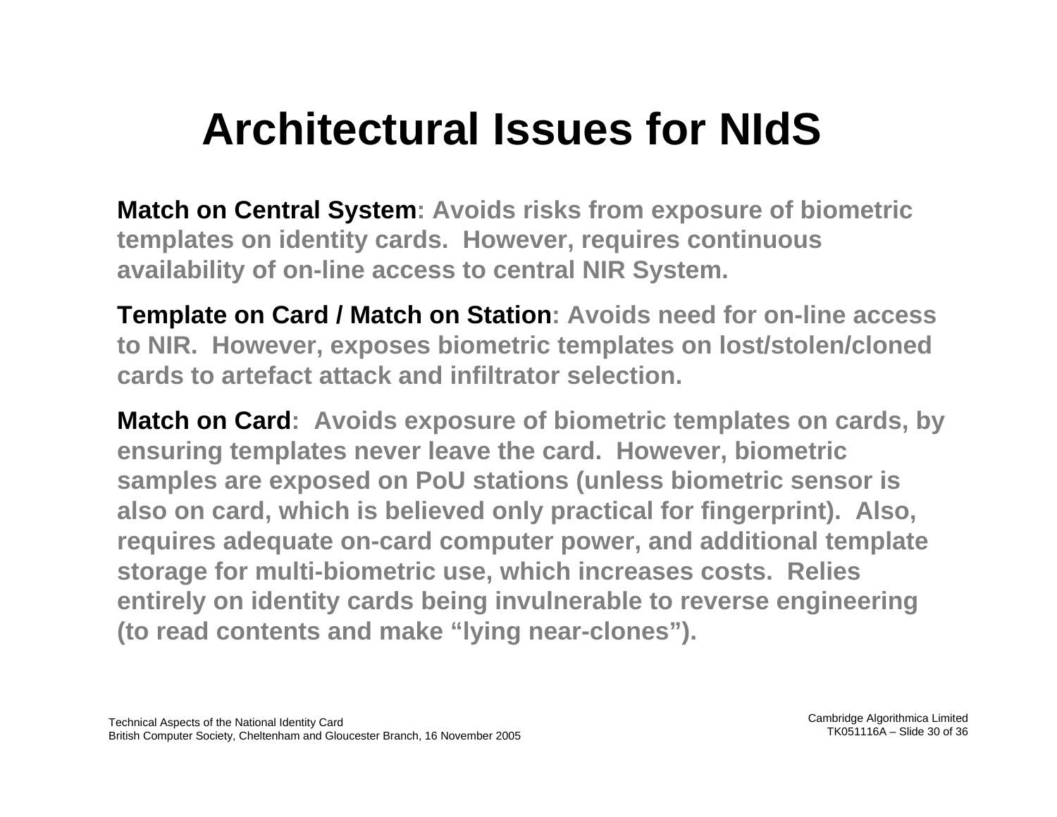# Architectural Issues for NIdS

**Match on Central System**: Avoids risks from exposure of biometric templates on identity cards. However, requires continuous availability of on-line access to central NIR System.

**Template on Card / Match on Station**: Avoids need for on-line access to NIR. However, exposes biometric templates on lost/stolen/cloned cards to artefact attack and infiltrator selection.

**Match on Card**: Avoids exposure of biometric templates on cards, by ensuring templates never leave the card. However, biometric samples are exposed on PoU stations (unless biometric sensor is also on card, which is believed only practical for fingerprint). Also, requires adequate on-card computer power, and additional template storage for multi-biometric use, which increases costs. Relies entirely on identity cards being invulnerable to reverse engineering (to read contents and make "lying near-clones").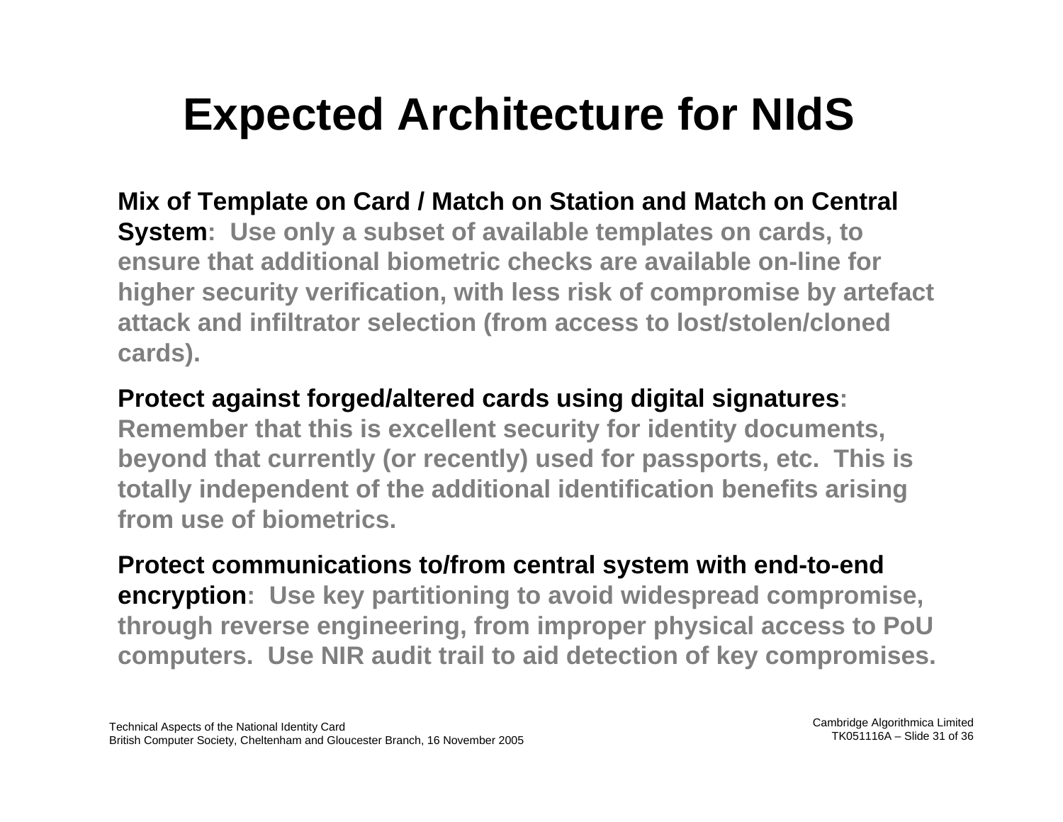# Expected Architecture for NIdS

**Mix of Template on Card / Match on Station and Match on Central System**: Use only a subset of available templates on cards, to ensure that additional biometric checks are available on-line for higher security verification, with less risk of compromise by artefact attack and infiltrator selection (from access to lost/stolen/cloned cards).

**Protect against forged/altered cards using digital signatures**: Remember that this is excellent security for identity documents, beyond that currently (or recently) used for passports, etc. This is totally independent of the additional identification benefits arising from use of biometrics.

**Protect communications to/from central system with end-to-end encryption**: Use key partitioning to avoid widespread compromise, through reverse engineering, from improper physical access to PoU computers. Use NIR audit trail to aid detection of key compromises.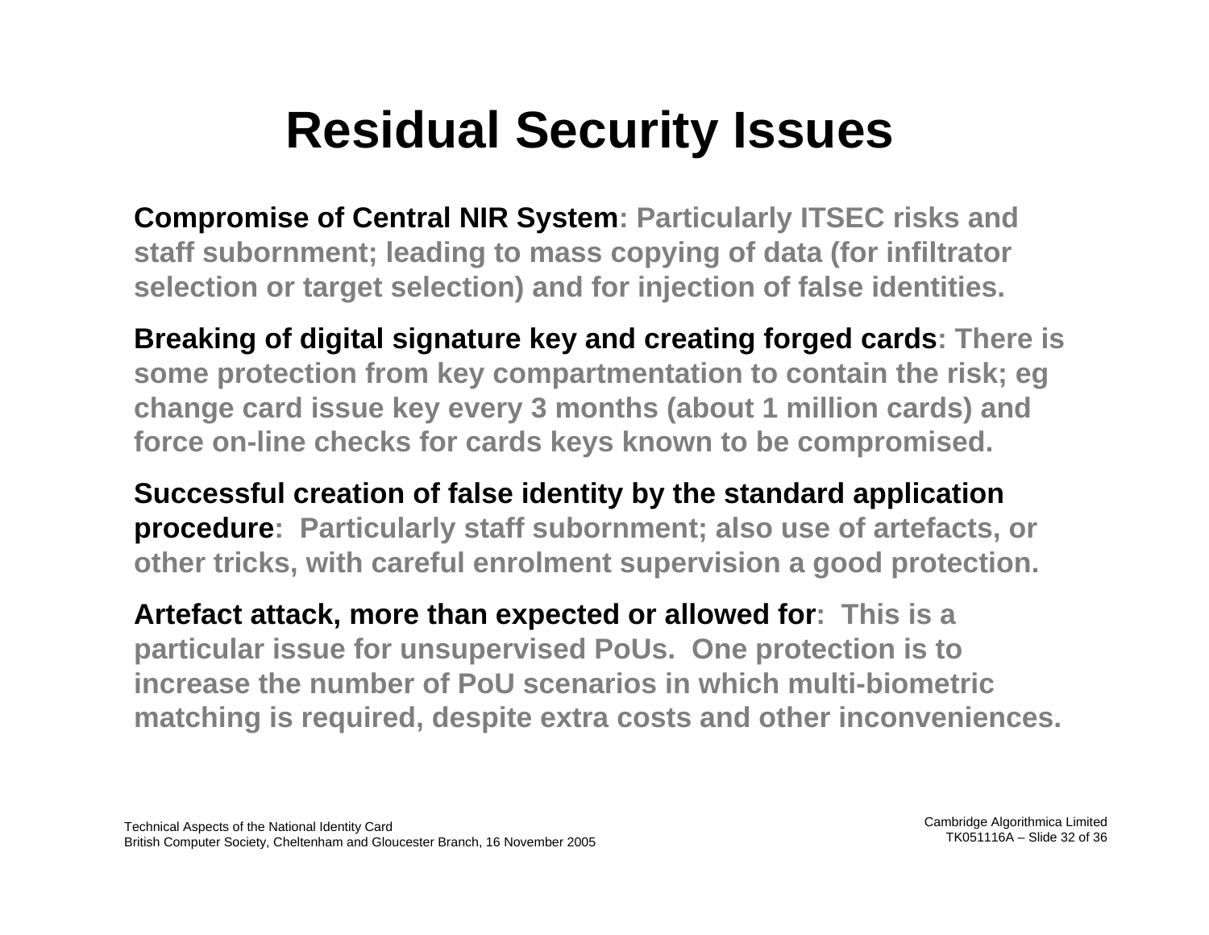# Residual Security Issues

**Compromise of Central NIR System**: Particularly ITSEC risks and staff subornment; leading to mass copying of data (for infiltrator selection or target selection) and for injection of false identities.

**Breaking of digital signature key and creating forged cards**: There is some protection from key compartmentation to contain the risk; eg change card issue key every 3 months (about 1 million cards) and force on-line checks for cards keys known to be compromised.

**Successful creation of false identity by the standard application procedure**: Particularly staff subornment; also use of artefacts, or other tricks, with careful enrolment supervision a good protection.

**Artefact attack, more than expected or allowed for**: This is a particular issue for unsupervised PoUs. One protection is to increase the number of PoU scenarios in which multi-biometric matching is required, despite extra costs and other inconveniences.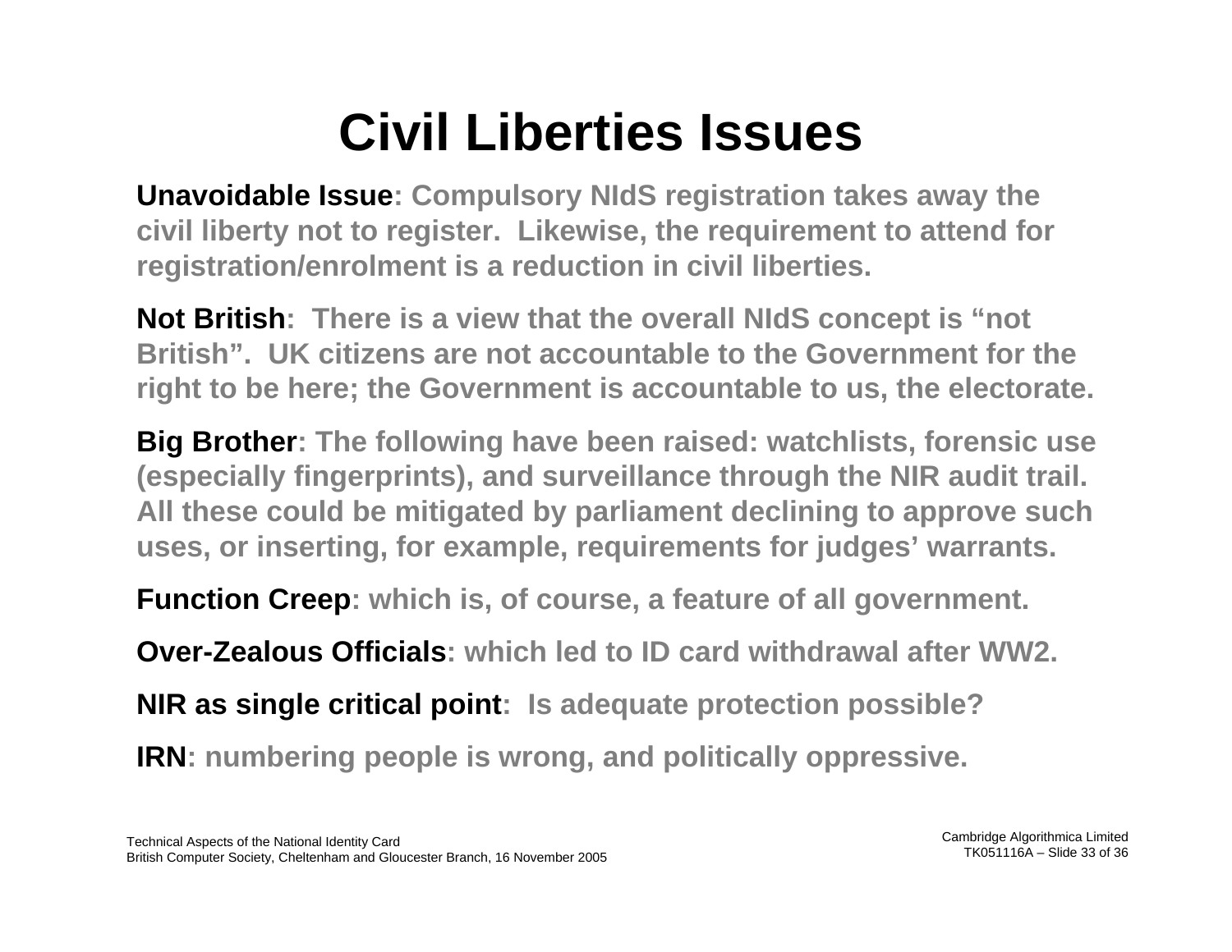# Civil Liberties Issues

**Unavoidable Issue**: Compulsory NIdS registration takes away the civil liberty not to register. Likewise, the requirement to attend for registration/enrolment is a reduction in civil liberties.

**Not British**: There is a view that the overall NIdS concept is "not British". UK citizens are not accountable to the Government for the right to be here; the Government is accountable to us, the electorate.

**Big Brother**: The following have been raised: watchlists, forensic use (especially fingerprints), and surveillance through the NIR audit trail. All these could be mitigated by parliament declining to approve such uses, or inserting, for example, requirements for judges' warrants.

**Function Creep**: which is, of course, a feature of all government.

**Over-Zealous Officials**: which led to ID card withdrawal after WW2.

**NIR as single critical point**: Is adequate protection possible?

**IRN**: numbering people is wrong, and politically oppressive.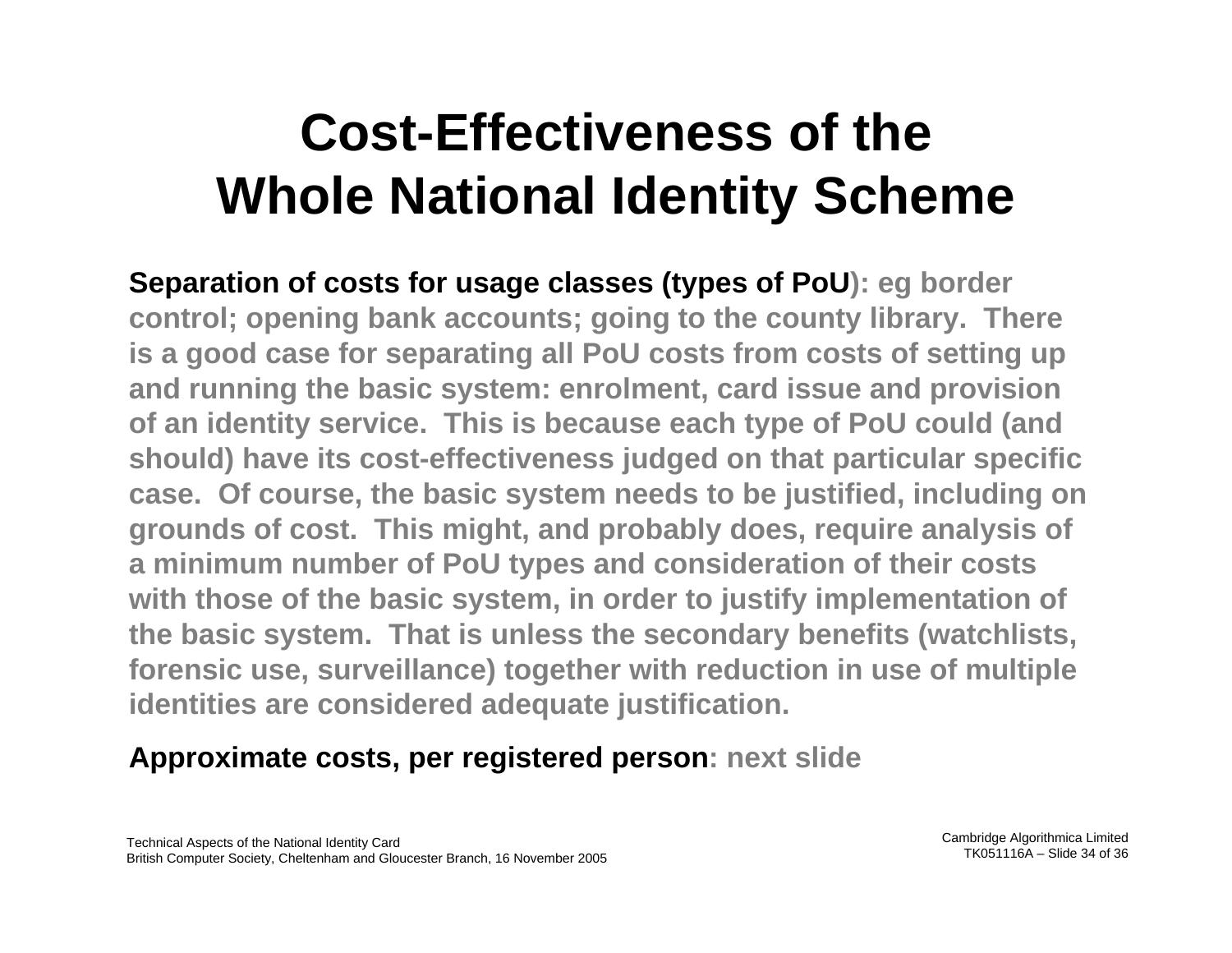# Cost-Effectiveness of the Whole National Identity Scheme

**Separation of costs for usage classes (types of PoU)**: eg border control; opening bank accounts; going to the county library. There is a good case for separating all PoU costs from costs of setting up and running the basic system: enrolment, card issue and provision of an identity service. This is because each type of PoU could (and should) have its cost-effectiveness judged on that particular specific case. Of course, the basic system needs to be justified, including on grounds of cost. This might, and probably does, require analysis of a minimum number of PoU types and consideration of their costs with those of the basic system, in order to justify implementation of the basic system. That is unless the secondary benefits (watchlists, forensic use, surveillance) together with reduction in use of multiple identities are considered adequate justification.

**Approximate costs, per registered person**: next slide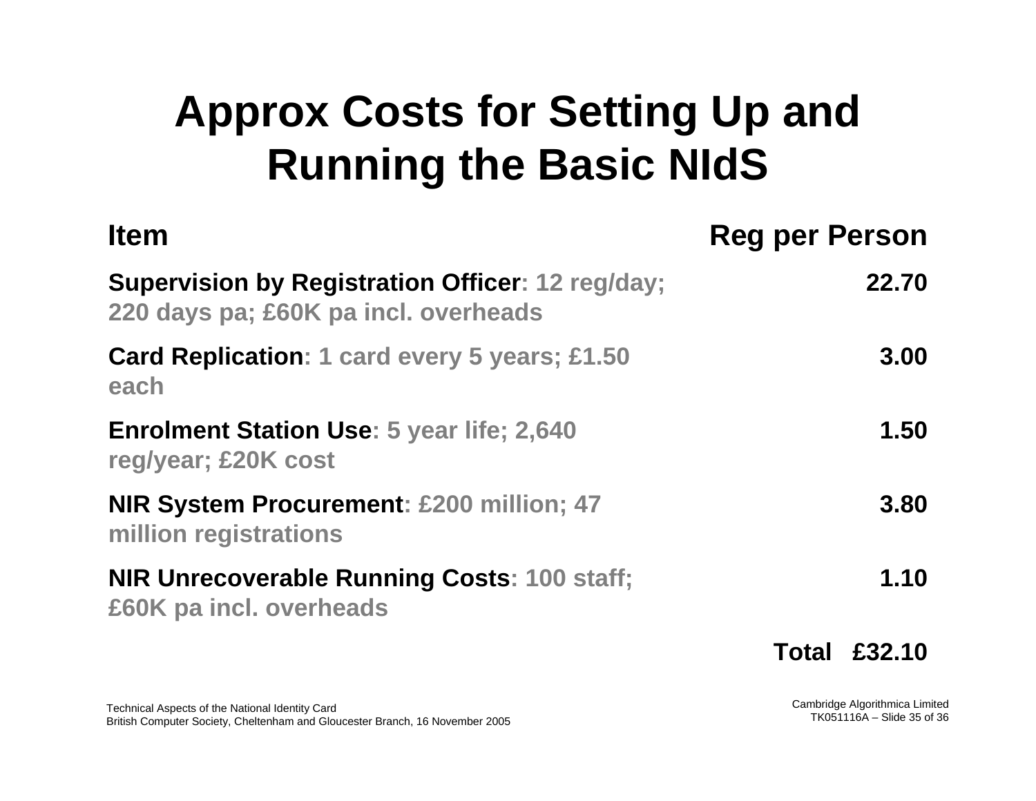# Approx Costs for Setting Up and Running the Basic NIdS

| Item | Reg per Person |
| --- | --- |
| **Supervision by Registration Officer**: 12 reg/day; 220 days pa; £60K pa incl. overheads | 22.70 |
| **Card Replication**: 1 card every 5 years; £1.50 each | 3.00 |
| **Enrolment Station Use**: 5 year life; 2,640 reg/year; £20K cost | 1.50 |
| **NIR System Procurement**: £200 million; 47 million registrations | 3.80 |
| **NIR Unrecoverable Running Costs**: 100 staff; £60K pa incl. overheads | 1.10 |
| **Total** | **£32.10** |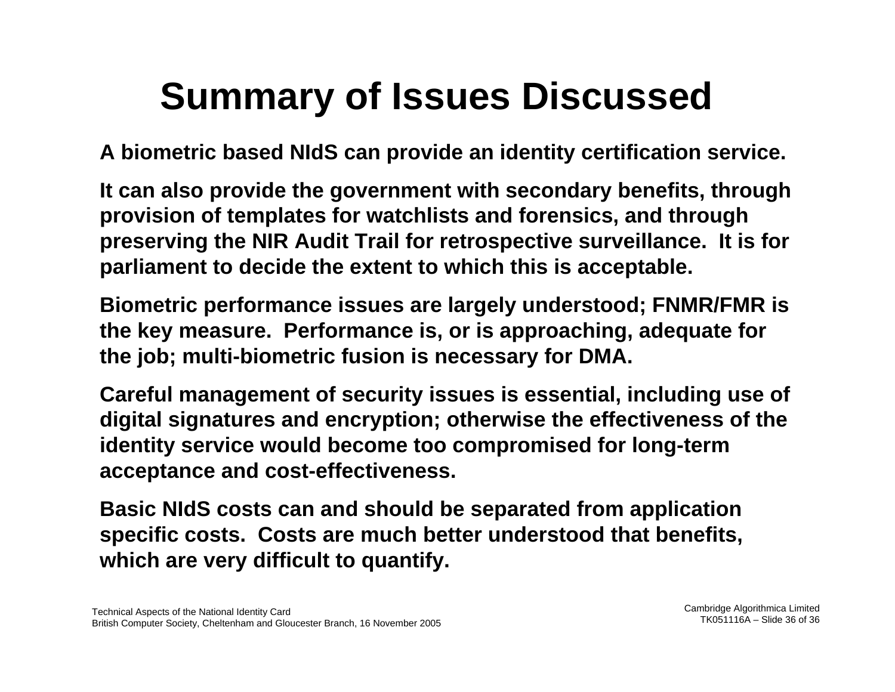# Summary of Issues Discussed

**A biometric based NIdS can provide an identity certification service.**

**It can also provide the government with secondary benefits, through provision of templates for watchlists and forensics, and through preserving the NIR Audit Trail for retrospective surveillance. It is for parliament to decide the extent to which this is acceptable.**

**Biometric performance issues are largely understood; FNMR/FMR is the key measure. Performance is, or is approaching, adequate for the job; multi-biometric fusion is necessary for DMA.**

**Careful management of security issues is essential, including use of digital signatures and encryption; otherwise the effectiveness of the identity service would become too compromised for long-term acceptance and cost-effectiveness.**

**Basic NIdS costs can and should be separated from application specific costs. Costs are much better understood that benefits, which are very difficult to quantify.**